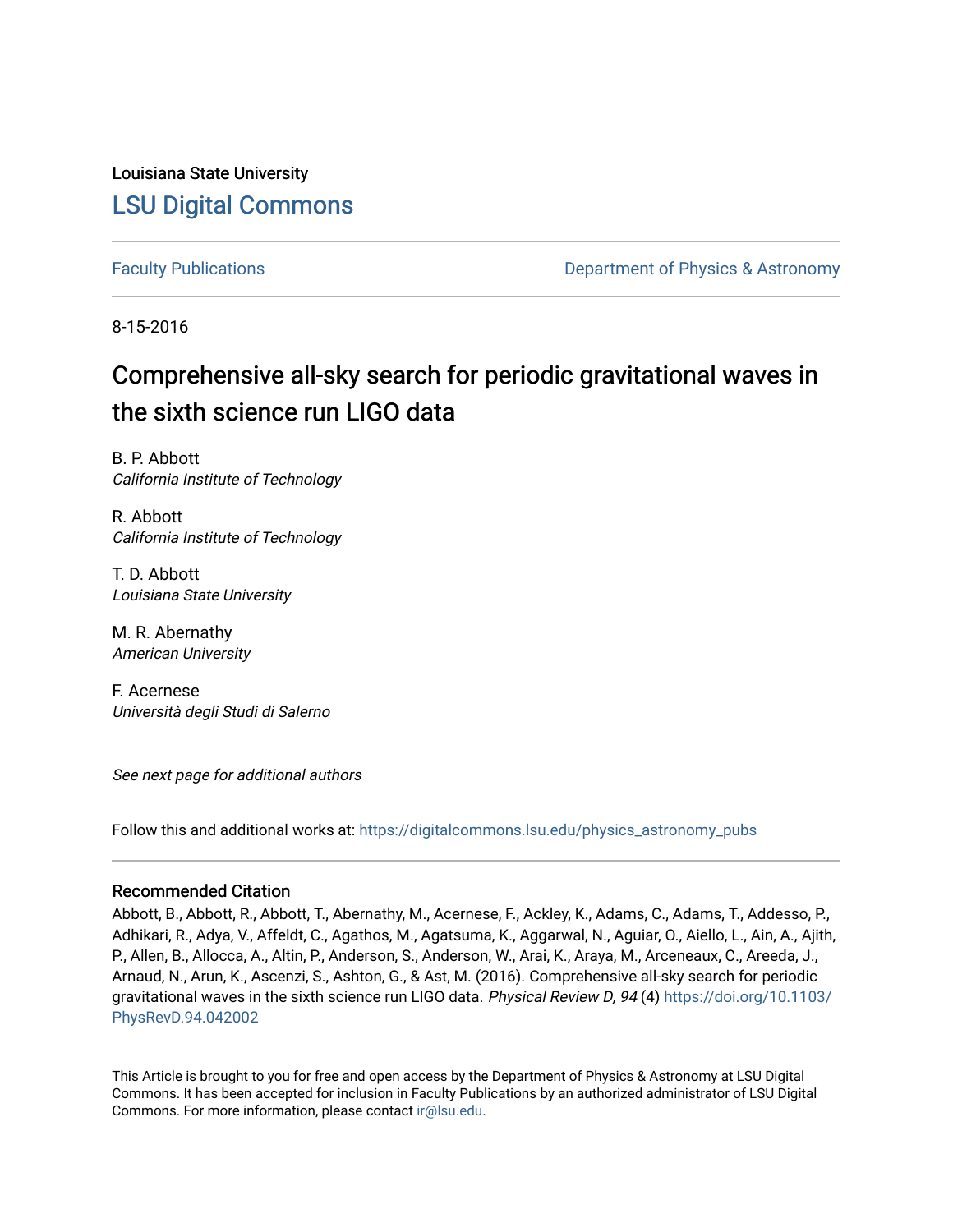Louisiana State University

# LSU Digital Commons

Faculty Publications | Department of Physics & Astronomy

8-15-2016

# Comprehensive all-sky search for periodic gravitational waves in the sixth science run LIGO data

B. P. Abbott
*California Institute of Technology*

R. Abbott
*California Institute of Technology*

T. D. Abbott
*Louisiana State University*

M. R. Abernathy
*American University*

F. Acernese
*Università degli Studi di Salerno*

*See next page for additional authors*

Follow this and additional works at: https://digitalcommons.lsu.edu/physics_astronomy_pubs

## Recommended Citation

Abbott, B., Abbott, R., Abbott, T., Abernathy, M., Acernese, F., Ackley, K., Adams, C., Adams, T., Addesso, P., Adhikari, R., Adya, V., Affeldt, C., Agathos, M., Agatsuma, K., Aggarwal, N., Aguiar, O., Aiello, L., Ain, A., Ajith, P., Allen, B., Allocca, A., Altin, P., Anderson, S., Anderson, W., Arai, K., Araya, M., Arceneaux, C., Areeda, J., Arnaud, N., Arun, K., Ascenzi, S., Ashton, G., & Ast, M. (2016). Comprehensive all-sky search for periodic gravitational waves in the sixth science run LIGO data. *Physical Review D, 94* (4) https://doi.org/10.1103/PhysRevD.94.042002

This Article is brought to you for free and open access by the Department of Physics & Astronomy at LSU Digital Commons. It has been accepted for inclusion in Faculty Publications by an authorized administrator of LSU Digital Commons. For more information, please contact ir@lsu.edu.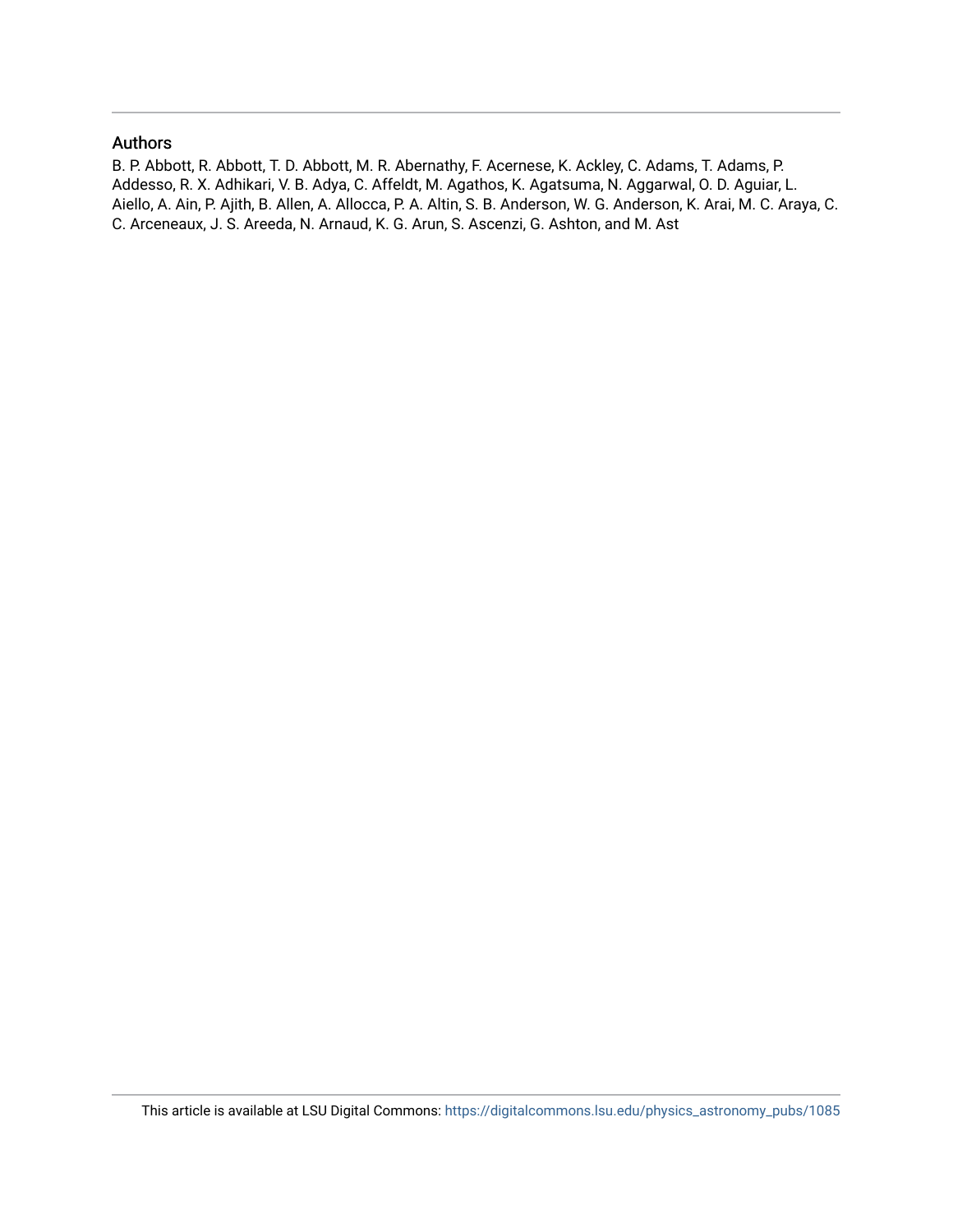## Authors

B. P. Abbott, R. Abbott, T. D. Abbott, M. R. Abernathy, F. Acernese, K. Ackley, C. Adams, T. Adams, P. Addesso, R. X. Adhikari, V. B. Adya, C. Affeldt, M. Agathos, K. Agatsuma, N. Aggarwal, O. D. Aguiar, L. Aiello, A. Ain, P. Ajith, B. Allen, A. Allocca, P. A. Altin, S. B. Anderson, W. G. Anderson, K. Arai, M. C. Araya, C. C. Arceneaux, J. S. Areeda, N. Arnaud, K. G. Arun, S. Ascenzi, G. Ashton, and M. Ast

This article is available at LSU Digital Commons: https://digitalcommons.lsu.edu/physics_astronomy_pubs/1085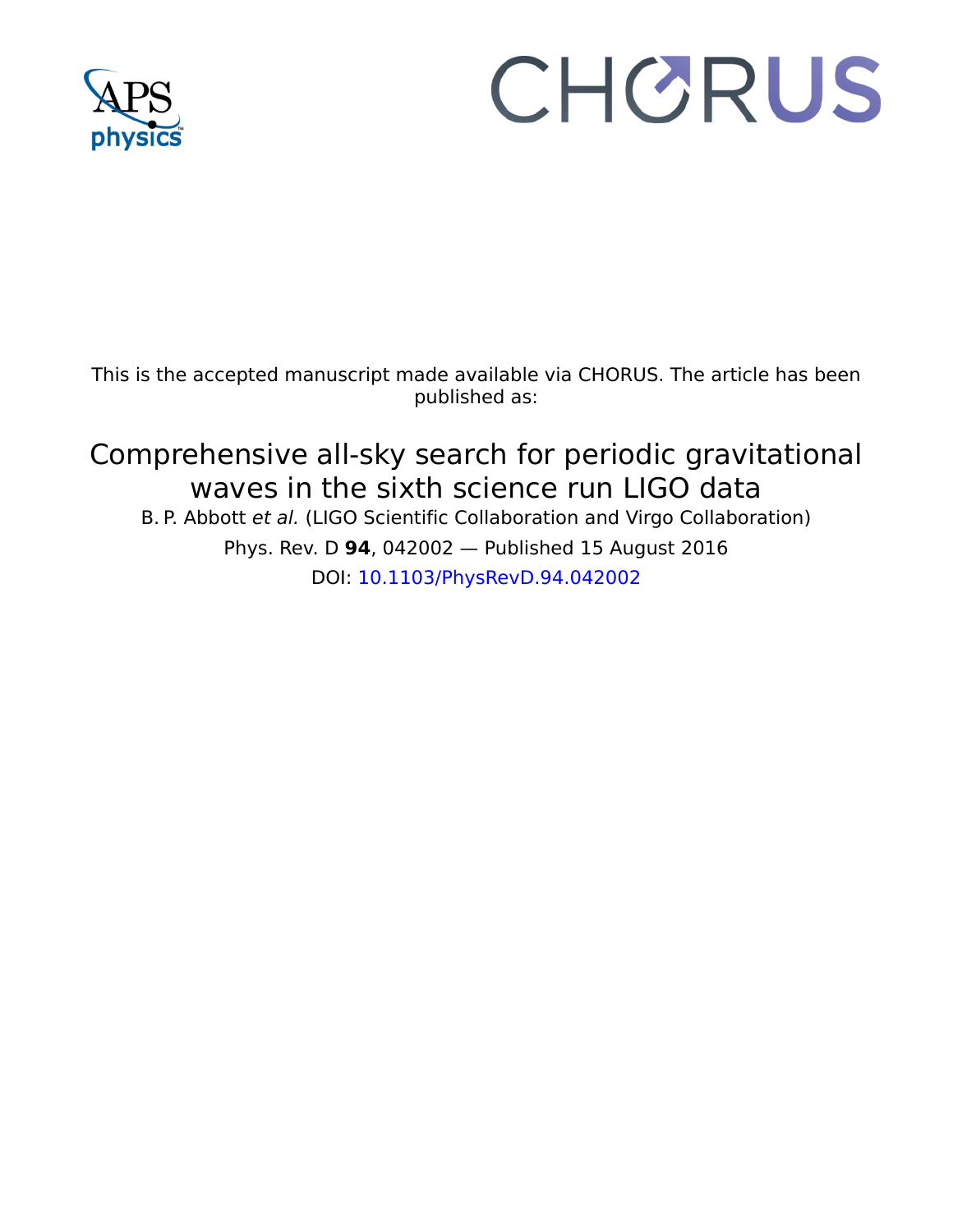This is the accepted manuscript made available via CHORUS. The article has been published as:

# Comprehensive all-sky search for periodic gravitational waves in the sixth science run LIGO data

B. P. Abbott *et al.* (LIGO Scientific Collaboration and Virgo Collaboration)

Phys. Rev. D **94**, 042002 — Published 15 August 2016

DOI: 10.1103/PhysRevD.94.042002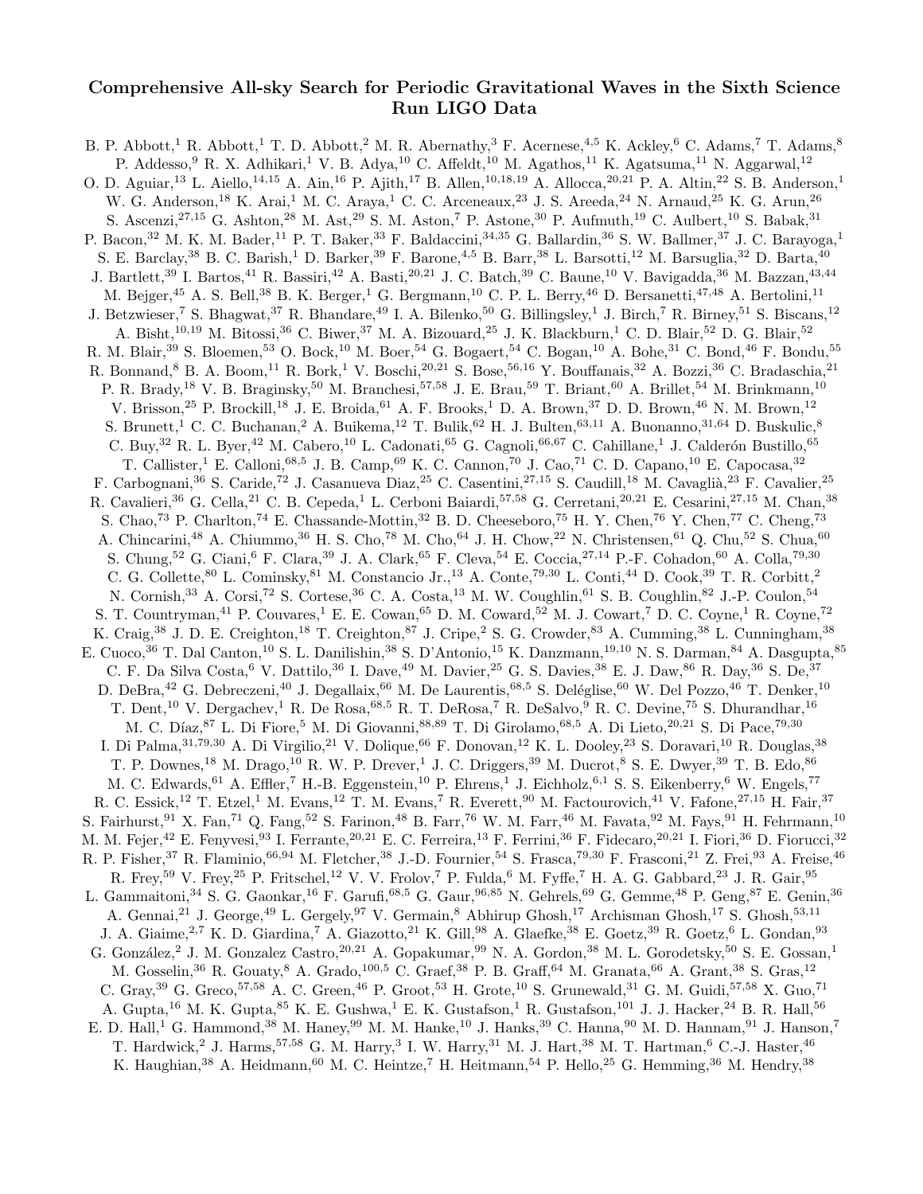# Comprehensive All-sky Search for Periodic Gravitational Waves in the Sixth Science Run LIGO Data

B. P. Abbott,[1] R. Abbott,[1] T. D. Abbott,[2] M. R. Abernathy,[3] F. Acernese,[4,5] K. Ackley,[6] C. Adams,[7] T. Adams,[8] P. Addesso,[9] R. X. Adhikari,[1] V. B. Adya,[10] C. Affeldt,[10] M. Agathos,[11] K. Agatsuma,[11] N. Aggarwal,[12] O. D. Aguiar,[13] L. Aiello,[14,15] A. Ain,[16] P. Ajith,[17] B. Allen,[10,18,19] A. Allocca,[20,21] P. A. Altin,[22] S. B. Anderson,[1] W. G. Anderson,[18] K. Arai,[1] M. C. Araya,[1] C. C. Arceneaux,[23] J. S. Areeda,[24] N. Arnaud,[25] K. G. Arun,[26] S. Ascenzi,[27,15] G. Ashton,[28] M. Ast,[29] S. M. Aston,[7] P. Astone,[30] P. Aufmuth,[19] C. Aulbert,[10] S. Babak,[31] P. Bacon,[32] M. K. M. Bader,[11] P. T. Baker,[33] F. Baldaccini,[34,35] G. Ballardin,[36] S. W. Ballmer,[37] J. C. Barayoga,[1] S. E. Barclay,[38] B. C. Barish,[1] D. Barker,[39] F. Barone,[4,5] B. Barr,[38] L. Barsotti,[12] M. Barsuglia,[32] D. Barta,[40] J. Bartlett,[39] I. Bartos,[41] R. Bassiri,[42] A. Basti,[20,21] J. C. Batch,[39] C. Baune,[10] V. Bavigadda,[36] M. Bazzan,[43,44] M. Bejger,[45] A. S. Bell,[38] B. K. Berger,[1] G. Bergmann,[10] C. P. L. Berry,[46] D. Bersanetti,[47,48] A. Bertolini,[11] J. Betzwieser,[7] S. Bhagwat,[37] R. Bhandare,[49] I. A. Bilenko,[50] G. Billingsley,[1] J. Birch,[7] R. Birney,[51] S. Biscans,[12] A. Bisht,[10,19] M. Bitossi,[36] C. Biwer,[37] M. A. Bizouard,[25] J. K. Blackburn,[1] C. D. Blair,[52] D. G. Blair,[52] R. M. Blair,[39] S. Bloemen,[53] O. Bock,[10] M. Boer,[54] G. Bogaert,[54] C. Bogan,[10] A. Bohe,[31] C. Bond,[46] F. Bondu,[55] R. Bonnand,[8] B. A. Boom,[11] R. Bork,[1] V. Boschi,[20,21] S. Bose,[56,16] Y. Bouffanais,[32] A. Bozzi,[36] C. Bradaschia,[21] P. R. Brady,[18] V. B. Braginsky,[50] M. Branchesi,[57,58] J. E. Brau,[59] T. Briant,[60] A. Brillet,[54] M. Brinkmann,[10] V. Brisson,[25] P. Brockill,[18] J. E. Broida,[61] A. F. Brooks,[1] D. A. Brown,[37] D. D. Brown,[46] N. M. Brown,[12] S. Brunett,[1] C. C. Buchanan,[2] A. Buikema,[12] T. Bulik,[62] H. J. Bulten,[63,11] A. Buonanno,[31,64] D. Buskulic,[8] C. Buy,[32] R. L. Byer,[42] M. Cabero,[10] L. Cadonati,[65] G. Cagnoli,[66,67] C. Cahillane,[1] J. Calderón Bustillo,[65] T. Callister,[1] E. Calloni,[68,5] J. B. Camp,[69] K. C. Cannon,[70] J. Cao,[71] C. D. Capano,[10] E. Capocasa,[32] F. Carbognani,[36] S. Caride,[72] J. Casanueva Diaz,[25] C. Casentini,[27,15] S. Caudill,[18] M. Cavaglià,[23] F. Cavalier,[25] R. Cavalieri,[36] G. Cella,[21] C. B. Cepeda,[1] L. Cerboni Baiardi,[57,58] G. Cerretani,[20,21] E. Cesarini,[27,15] M. Chan,[38] S. Chao,[73] P. Charlton,[74] E. Chassande-Mottin,[32] B. D. Cheeseboro,[75] H. Y. Chen,[76] Y. Chen,[77] C. Cheng,[73] A. Chincarini,[48] A. Chiummo,[36] H. S. Cho,[78] M. Cho,[64] J. H. Chow,[22] N. Christensen,[61] Q. Chu,[52] S. Chua,[60] S. Chung,[52] G. Ciani,[6] F. Clara,[39] J. A. Clark,[65] F. Cleva,[54] E. Coccia,[27,14] P.-F. Cohadon,[60] A. Colla,[79,30] C. G. Collette,[80] L. Cominsky,[81] M. Constancio Jr.,[13] A. Conte,[79,30] L. Conti,[44] D. Cook,[39] T. R. Corbitt,[2] N. Cornish,[33] A. Corsi,[72] S. Cortese,[36] C. A. Costa,[13] M. W. Coughlin,[61] S. B. Coughlin,[82] J.-P. Coulon,[54] S. T. Countryman,[41] P. Couvares,[1] E. E. Cowan,[65] D. M. Coward,[52] M. J. Cowart,[7] D. C. Coyne,[1] R. Coyne,[72] K. Craig,[38] J. D. E. Creighton,[18] T. Creighton,[87] J. Cripe,[2] S. G. Crowder,[83] A. Cumming,[38] L. Cunningham,[38] E. Cuoco,[36] T. Dal Canton,[10] S. L. Danilishin,[38] S. D'Antonio,[15] K. Danzmann,[19,10] N. S. Darman,[84] A. Dasgupta,[85] C. F. Da Silva Costa,[6] V. Dattilo,[36] I. Dave,[49] M. Davier,[25] G. S. Davies,[38] E. J. Daw,[86] R. Day,[36] S. De,[37] D. DeBra,[42] G. Debreczeni,[40] J. Degallaix,[66] M. De Laurentis,[68,5] S. Deléglise,[60] W. Del Pozzo,[46] T. Denker,[10] T. Dent,[10] V. Dergachev,[1] R. De Rosa,[68,5] R. T. DeRosa,[7] R. DeSalvo,[9] R. C. Devine,[75] S. Dhurandhar,[16] M. C. Díaz,[87] L. Di Fiore,[5] M. Di Giovanni,[88,89] T. Di Girolamo,[68,5] A. Di Lieto,[20,21] S. Di Pace,[79,30] I. Di Palma,[31,79,30] A. Di Virgilio,[21] V. Dolique,[66] F. Donovan,[12] K. L. Dooley,[23] S. Doravari,[10] R. Douglas,[38] T. P. Downes,[18] M. Drago,[10] R. W. P. Drever,[1] J. C. Driggers,[39] M. Ducrot,[8] S. E. Dwyer,[39] T. B. Edo,[86] M. C. Edwards,[61] A. Effler,[7] H.-B. Eggenstein,[10] P. Ehrens,[1] J. Eichholz,[6,1] S. S. Eikenberry,[6] W. Engels,[77] R. C. Essick,[12] T. Etzel,[1] M. Evans,[12] T. M. Evans,[7] R. Everett,[90] M. Factourovich,[41] V. Fafone,[27,15] H. Fair,[37] S. Fairhurst,[91] X. Fan,[71] Q. Fang,[52] S. Farinon,[48] B. Farr,[76] W. M. Farr,[46] M. Favata,[92] M. Fays,[91] H. Fehrmann,[10] M. M. Fejer,[42] E. Fenyvesi,[93] I. Ferrante,[20,21] E. C. Ferreira,[13] F. Ferrini,[36] F. Fidecaro,[20,21] I. Fiori,[36] D. Fiorucci,[32] R. P. Fisher,[37] R. Flaminio,[66,94] M. Fletcher,[38] J.-D. Fournier,[54] S. Frasca,[79,30] F. Frasconi,[21] Z. Frei,[93] A. Freise,[46] R. Frey,[59] V. Frey,[25] P. Fritschel,[12] V. V. Frolov,[7] P. Fulda,[6] M. Fyffe,[7] H. A. G. Gabbard,[23] J. R. Gair,[95] L. Gammaitoni,[34] S. G. Gaonkar,[16] F. Garufi,[68,5] G. Gaur,[96,85] N. Gehrels,[69] G. Gemme,[48] P. Geng,[87] E. Genin,[36] A. Gennai,[21] J. George,[49] L. Gergely,[97] V. Germain,[8] Abhirup Ghosh,[17] Archisman Ghosh,[17] S. Ghosh,[53,11] J. A. Giaime,[2,7] K. D. Giardina,[7] A. Giazotto,[21] K. Gill,[98] A. Glaefke,[38] E. Goetz,[39] R. Goetz,[6] L. Gondan,[93] G. González,[2] J. M. Gonzalez Castro,[20,21] A. Gopakumar,[99] N. A. Gordon,[38] M. L. Gorodetsky,[50] S. E. Gossan,[1] M. Gosselin,[36] R. Gouaty,[8] A. Grado,[100,5] C. Graef,[38] P. B. Graff,[64] M. Granata,[66] A. Grant,[38] S. Gras,[12] C. Gray,[39] G. Greco,[57,58] A. C. Green,[46] P. Groot,[53] H. Grote,[10] S. Grunewald,[31] G. M. Guidi,[57,58] X. Guo,[71] A. Gupta,[16] M. K. Gupta,[85] K. E. Gushwa,[1] E. K. Gustafson,[1] R. Gustafson,[101] J. J. Hacker,[24] B. R. Hall,[56] E. D. Hall,[1] G. Hammond,[38] M. Haney,[99] M. M. Hanke,[10] J. Hanks,[39] C. Hanna,[90] M. D. Hannam,[91] J. Hanson,[7] T. Hardwick,[2] J. Harms,[57,58] G. M. Harry,[3] I. W. Harry,[31] M. J. Hart,[38] M. T. Hartman,[6] C.-J. Haster,[46] K. Haughian,[38] A. Heidmann,[60] M. C. Heintze,[7] H. Heitmann,[54] P. Hello,[25] G. Hemming,[36] M. Hendry,[38]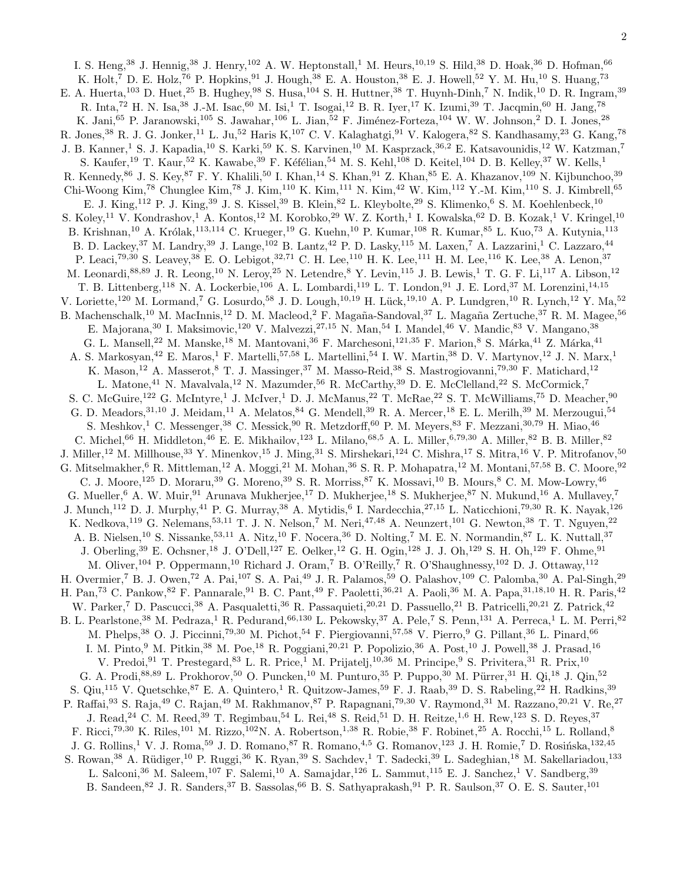I. S. Heng,[38] J. Hennig,[38] J. Henry,[102] A. W. Heptonstall,[1] M. Heurs,[10,19] S. Hild,[38] D. Hoak,[36] D. Hofman,[66] K. Holt,[7] D. E. Holz,[76] P. Hopkins,[91] J. Hough,[38] E. A. Houston,[38] E. J. Howell,[52] Y. M. Hu,[10] S. Huang,[73] E. A. Huerta,[103] D. Huet,[25] B. Hughey,[98] S. Husa,[104] S. H. Huttner,[38] T. Huynh-Dinh,[7] N. Indik,[10] D. R. Ingram,[39] R. Inta,[72] H. N. Isa,[38] J.-M. Isac,[60] M. Isi,[1] T. Isogai,[12] B. R. Iyer,[17] K. Izumi,[39] T. Jacqmin,[60] H. Jang,[78] K. Jani,[65] P. Jaranowski,[105] S. Jawahar,[106] L. Jian,[52] F. Jiménez-Forteza,[104] W. W. Johnson,[2] D. I. Jones,[28] R. Jones,[38] R. J. G. Jonker,[11] L. Ju,[52] Haris K,[107] C. V. Kalaghatgi,[91] V. Kalogera,[82] S. Kandhasamy,[23] G. Kang,[78] J. B. Kanner,[1] S. J. Kapadia,[10] S. Karki,[59] K. S. Karvinen,[10] M. Kasprzack,[36,2] E. Katsavounidis,[12] W. Katzman,[7] S. Kaufer,[19] T. Kaur,[52] K. Kawabe,[39] F. Kéfélian,[54] M. S. Kehl,[108] D. Keitel,[104] D. B. Kelley,[37] W. Kells,[1] R. Kennedy,[86] J. S. Key,[87] F. Y. Khalili,[50] I. Khan,[14] S. Khan,[91] Z. Khan,[85] E. A. Khazanov,[109] N. Kijbunchoo,[39] Chi-Woong Kim,[78] Chunglee Kim,[78] J. Kim,[110] K. Kim,[111] N. Kim,[42] W. Kim,[112] Y.-M. Kim,[110] S. J. Kimbrell,[65] E. J. King,[112] P. J. King,[39] J. S. Kissel,[39] B. Klein,[82] L. Kleybolte,[29] S. Klimenko,[6] S. M. Koehlenbeck,[10] S. Koley,[11] V. Kondrashov,[1] A. Kontos,[12] M. Korobko,[29] W. Z. Korth,[1] I. Kowalska,[62] D. B. Kozak,[1] V. Kringel,[10] B. Krishnan,[10] A. Królak,[113,114] C. Krueger,[19] G. Kuehn,[10] P. Kumar,[108] R. Kumar,[85] L. Kuo,[73] A. Kutynia,[113] B. D. Lackey,[37] M. Landry,[39] J. Lange,[102] B. Lantz,[42] P. D. Lasky,[115] M. Laxen,[7] A. Lazzarini,[1] C. Lazzaro,[44] P. Leaci,[79,30] S. Leavey,[38] E. O. Lebigot,[32,71] C. H. Lee,[110] H. K. Lee,[111] H. M. Lee,[116] K. Lee,[38] A. Lenon,[37] M. Leonardi,[88,89] J. R. Leong,[10] N. Leroy,[25] N. Letendre,[8] Y. Levin,[115] J. B. Lewis,[1] T. G. F. Li,[117] A. Libson,[12] T. B. Littenberg,[118] N. A. Lockerbie,[106] A. L. Lombardi,[119] L. T. London,[91] J. E. Lord,[37] M. Lorenzini,[14,15] V. Loriette,[120] M. Lormand,[7] G. Losurdo,[58] J. D. Lough,[10,19] H. Lück,[19,10] A. P. Lundgren,[10] R. Lynch,[12] Y. Ma,[52] B. Machenschalk,[10] M. MacInnis,[12] D. M. Macleod,[2] F. Magaña-Sandoval,[37] L. Magaña Zertuche,[37] R. M. Magee,[56] E. Majorana,[30] I. Maksimovic,[120] V. Malvezzi,[27,15] N. Man,[54] I. Mandel,[46] V. Mandic,[83] V. Mangano,[38] G. L. Mansell,[22] M. Manske,[18] M. Mantovani,[36] F. Marchesoni,[121,35] F. Marion,[8] S. Márka,[41] Z. Márka,[41] A. S. Markosyan,[42] E. Maros,[1] F. Martelli,[57,58] L. Martellini,[54] I. W. Martin,[38] D. V. Martynov,[12] J. N. Marx,[1] K. Mason,[12] A. Masserot,[8] T. J. Massinger,[37] M. Masso-Reid,[38] S. Mastrogiovanni,[79,30] F. Matichard,[12] L. Matone,[41] N. Mavalvala,[12] N. Mazumder,[56] R. McCarthy,[39] D. E. McClelland,[22] S. McCormick,[7] S. C. McGuire,[122] G. McIntyre,[1] J. McIver,[1] D. J. McManus,[22] T. McRae,[22] S. T. McWilliams,[75] D. Meacher,[90] G. D. Meadors,[31,10] J. Meidam,[11] A. Melatos,[84] G. Mendell,[39] R. A. Mercer,[18] E. L. Merilh,[39] M. Merzougui,[54] S. Meshkov,[1] C. Messenger,[38] C. Messick,[90] R. Metzdorff,[60] P. M. Meyers,[83] F. Mezzani,[30,79] H. Miao,[46] C. Michel,[66] H. Middleton,[46] E. E. Mikhailov,[123] L. Milano,[68,5] A. L. Miller,[6,79,30] A. Miller,[82] B. B. Miller,[82] J. Miller,[12] M. Millhouse,[33] Y. Minenkov,[15] J. Ming,[31] S. Mirshekari,[124] C. Mishra,[17] S. Mitra,[16] V. P. Mitrofanov,[50] G. Mitselmakher,[6] R. Mittleman,[12] A. Moggi,[21] M. Mohan,[36] S. R. P. Mohapatra,[12] M. Montani,[57,58] B. C. Moore,[92] C. J. Moore,[125] D. Moraru,[39] G. Moreno,[39] S. R. Morriss,[87] K. Mossavi,[10] B. Mours,[8] C. M. Mow-Lowry,[46] G. Mueller,[6] A. W. Muir,[91] Arunava Mukherjee,[17] D. Mukherjee,[18] S. Mukherjee,[87] N. Mukund,[16] A. Mullavey,[7] J. Munch,[112] D. J. Murphy,[41] P. G. Murray,[38] A. Mytidis,[6] I. Nardecchia,[27,15] L. Naticchioni,[79,30] R. K. Nayak,[126] K. Nedkova,[119] G. Nelemans,[53,11] T. J. N. Nelson,[7] M. Neri,[47,48] A. Neunzert,[101] G. Newton,[38] T. T. Nguyen,[22] A. B. Nielsen,[10] S. Nissanke,[53,11] A. Nitz,[10] F. Nocera,[36] D. Nolting,[7] M. E. N. Normandin,[87] L. K. Nuttall,[37] J. Oberling,[39] E. Ochsner,[18] J. O'Dell,[127] E. Oelker,[12] G. H. Ogin,[128] J. J. Oh,[129] S. H. Oh,[129] F. Ohme,[91] M. Oliver,[104] P. Oppermann,[10] Richard J. Oram,[7] B. O'Reilly,[7] R. O'Shaughnessy,[102] D. J. Ottaway,[112] H. Overmier,[7] B. J. Owen,[72] A. Pai,[107] S. A. Pai,[49] J. R. Palamos,[59] O. Palashov,[109] C. Palomba,[30] A. Pal-Singh,[29] H. Pan,[73] C. Pankow,[82] F. Pannarale,[91] B. C. Pant,[49] F. Paoletti,[36,21] A. Paoli,[36] M. A. Papa,[31,18,10] H. R. Paris,[42] W. Parker,[7] D. Pascucci,[38] A. Pasqualetti,[36] R. Passaquieti,[20,21] D. Passuello,[21] B. Patricelli,[20,21] Z. Patrick,[42] B. L. Pearlstone,[38] M. Pedraza,[1] R. Pedurand,[66,130] L. Pekowsky,[37] A. Pele,[7] S. Penn,[131] A. Perreca,[1] L. M. Perri,[82] M. Phelps,[38] O. J. Piccinni,[79,30] M. Pichot,[54] F. Piergiovanni,[57,58] V. Pierro,[9] G. Pillant,[36] L. Pinard,[66] I. M. Pinto,[9] M. Pitkin,[38] M. Poe,[18] R. Poggiani,[20,21] P. Popolizio,[36] A. Post,[10] J. Powell,[38] J. Prasad,[16] V. Predoi,[91] T. Prestegard,[83] L. R. Price,[1] M. Prijatelj,[10,36] M. Principe,[9] S. Privitera,[31] R. Prix,[10] G. A. Prodi,[88,89] L. Prokhorov,[50] O. Puncken,[10] M. Punturo,[35] P. Puppo,[30] M. Pürrer,[31] H. Qi,[18] J. Qin,[52] S. Qiu,[115] V. Quetschke,[87] E. A. Quintero,[1] R. Quitzow-James,[59] F. J. Raab,[39] D. S. Rabeling,[22] H. Radkins,[39] P. Raffai,[93] S. Raja,[49] C. Rajan,[49] M. Rakhmanov,[87] P. Rapagnani,[79,30] V. Raymond,[31] M. Razzano,[20,21] V. Re,[27] J. Read,[24] C. M. Reed,[39] T. Regimbau,[54] L. Rei,[48] S. Reid,[51] D. H. Reitze,[1,6] H. Rew,[123] S. D. Reyes,[37] F. Ricci,[79,30] K. Riles,[101] M. Rizzo,[102] N. A. Robertson,[1,38] R. Robie,[38] F. Robinet,[25] A. Rocchi,[15] L. Rolland,[8] J. G. Rollins,[1] V. J. Roma,[59] J. D. Romano,[87] R. Romano,[4,5] G. Romanov,[123] J. H. Romie,[7] D. Rosińska,[132,45] S. Rowan,[38] A. Rüdiger,[10] P. Ruggi,[36] K. Ryan,[39] S. Sachdev,[1] T. Sadecki,[39] L. Sadeghian,[18] M. Sakellariadou,[133] L. Salconi,[36] M. Saleem,[107] F. Salemi,[10] A. Samajdar,[126] L. Sammut,[115] E. J. Sanchez,[1] V. Sandberg,[39] B. Sandeen,[82] J. R. Sanders,[37] B. Sassolas,[66] B. S. Sathyaprakash,[91] P. R. Saulson,[37] O. E. S. Sauter,[101]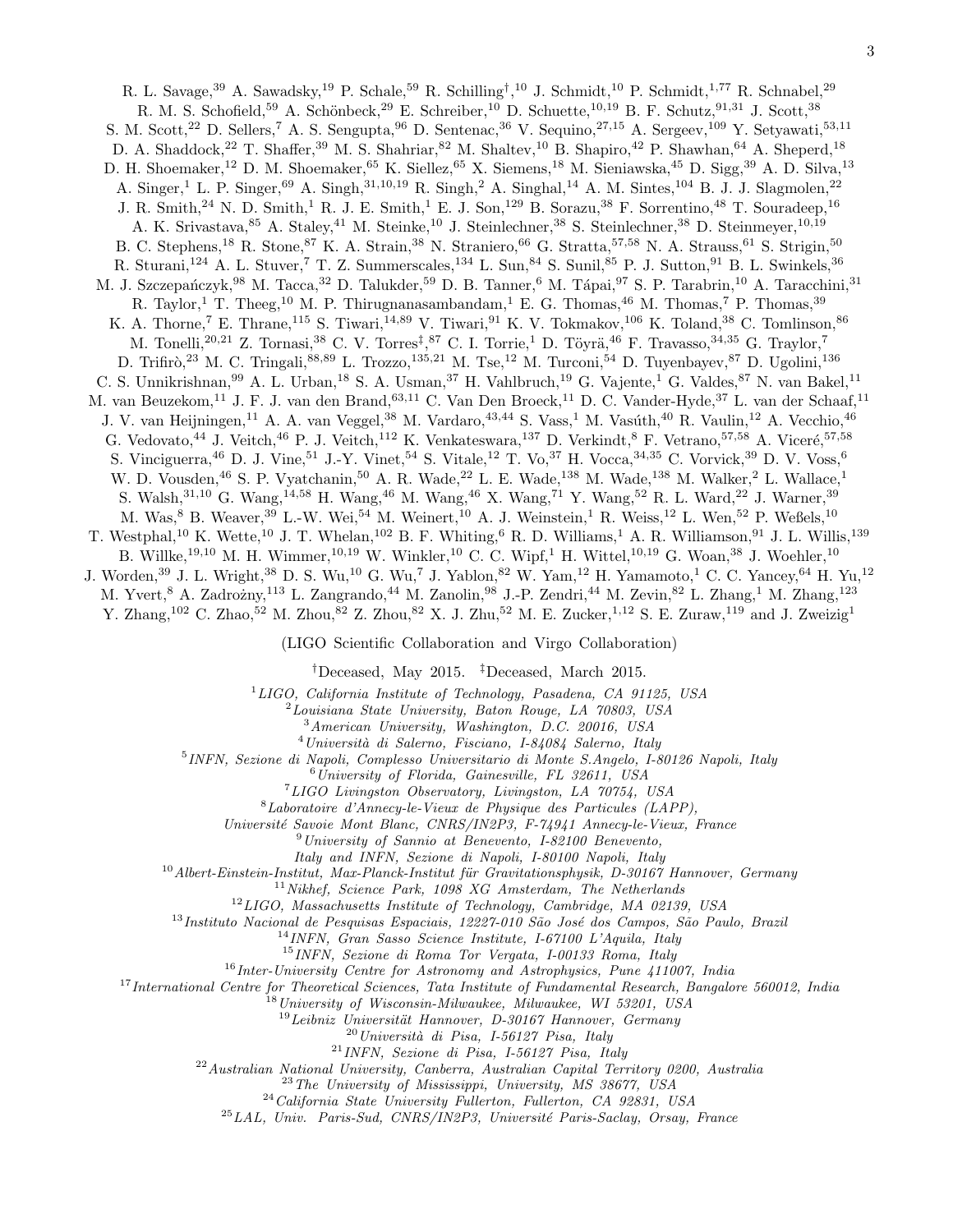R. L. Savage,[39] A. Sawadsky,[19] P. Schale,[59] R. Schilling[†],[10] J. Schmidt,[10] P. Schmidt,[1,77] R. Schnabel,[29] R. M. S. Schofield,[59] A. Schönbeck,[29] E. Schreiber,[10] D. Schuette,[10,19] B. F. Schutz,[91,31] J. Scott,[38] S. M. Scott,[22] D. Sellers,[7] A. S. Sengupta,[96] D. Sentenac,[36] V. Sequino,[27,15] A. Sergeev,[109] Y. Setyawati,[53,11] D. A. Shaddock,[22] T. Shaffer,[39] M. S. Shahriar,[82] M. Shaltev,[10] B. Shapiro,[42] P. Shawhan,[64] A. Sheperd,[18] D. H. Shoemaker,[12] D. M. Shoemaker,[65] K. Siellez,[65] X. Siemens,[18] M. Sieniawska,[45] D. Sigg,[39] A. D. Silva,[13] A. Singer,[1] L. P. Singer,[69] A. Singh,[31,10,19] R. Singh,[2] A. Singhal,[14] A. M. Sintes,[104] B. J. J. Slagmolen,[22] J. R. Smith,[24] N. D. Smith,[1] R. J. E. Smith,[1] E. J. Son,[129] B. Sorazu,[38] F. Sorrentino,[48] T. Souradeep,[16] A. K. Srivastava,[85] A. Staley,[41] M. Steinke,[10] J. Steinlechner,[38] S. Steinlechner,[38] D. Steinmeyer,[10,19] B. C. Stephens,[18] R. Stone,[87] K. A. Strain,[38] N. Straniero,[66] G. Stratta,[57,58] N. A. Strauss,[61] S. Strigin,[50] R. Sturani,[124] A. L. Stuver,[7] T. Z. Summerscales,[134] L. Sun,[84] S. Sunil,[85] P. J. Sutton,[91] B. L. Swinkels,[36] M. J. Szczepańczyk,[98] M. Tacca,[32] D. Talukder,[59] D. B. Tanner,[6] M. Tápai,[97] S. P. Tarabrin,[10] A. Taracchini,[31] R. Taylor,[1] T. Theeg,[10] M. P. Thirugnanasambandam,[1] E. G. Thomas,[46] M. Thomas,[7] P. Thomas,[39] K. A. Thorne,[7] E. Thrane,[115] S. Tiwari,[14,89] V. Tiwari,[91] K. V. Tokmakov,[106] K. Toland,[38] C. Tomlinson,[86] M. Tonelli,[20,21] Z. Tornasi,[38] C. V. Torres[‡],[87] C. I. Torrie,[1] D. Töyrä,[46] F. Travasso,[34,35] G. Traylor,[7] D. Trifirò,[23] M. C. Tringali,[88,89] L. Trozzo,[135,21] M. Tse,[12] M. Turconi,[54] D. Tuyenbayev,[87] D. Ugolini,[136] C. S. Unnikrishnan,[99] A. L. Urban,[18] S. A. Usman,[37] H. Vahlbruch,[19] G. Vajente,[1] G. Valdes,[87] N. van Bakel,[11] M. van Beuzekom,[11] J. F. J. van den Brand,[63,11] C. Van Den Broeck,[11] D. C. Vander-Hyde,[37] L. van der Schaaf,[11] J. V. van Heijningen,[11] A. A. van Veggel,[38] M. Vardaro,[43,44] S. Vass,[1] M. Vasúth,[40] R. Vaulin,[12] A. Vecchio,[46] G. Vedovato,[44] J. Veitch,[46] P. J. Veitch,[112] K. Venkateswara,[137] D. Verkindt,[8] F. Vetrano,[57,58] A. Viceré,[57,58] S. Vinciguerra,[46] D. J. Vine,[51] J.-Y. Vinet,[54] S. Vitale,[12] T. Vo,[37] H. Vocca,[34,35] C. Vorvick,[39] D. V. Voss,[6] W. D. Vousden,[46] S. P. Vyatchanin,[50] A. R. Wade,[22] L. E. Wade,[138] M. Wade,[138] M. Walker,[2] L. Wallace,[1] S. Walsh,[31,10] G. Wang,[14,58] H. Wang,[46] M. Wang,[46] X. Wang,[71] Y. Wang,[52] R. L. Ward,[22] J. Warner,[39] M. Was,[8] B. Weaver,[39] L.-W. Wei,[54] M. Weinert,[10] A. J. Weinstein,[1] R. Weiss,[12] L. Wen,[52] P. Weßels,[10] T. Westphal,[10] K. Wette,[10] J. T. Whelan,[102] B. F. Whiting,[6] R. D. Williams,[1] A. R. Williamson,[91] J. L. Willis,[139] B. Willke,[19,10] M. H. Wimmer,[10,19] W. Winkler,[10] C. C. Wipf,[1] H. Wittel,[10,19] G. Woan,[38] J. Woehler,[10] J. Worden,[39] J. L. Wright,[38] D. S. Wu,[10] G. Wu,[7] J. Yablon,[82] W. Yam,[12] H. Yamamoto,[1] C. C. Yancey,[64] H. Yu,[12] M. Yvert,[8] A. Zadrożny,[113] L. Zangrando,[44] M. Zanolin,[98] J.-P. Zendri,[44] M. Zevin,[82] L. Zhang,[1] M. Zhang,[123] Y. Zhang,[102] C. Zhao,[52] M. Zhou,[82] Z. Zhou,[82] X. J. Zhu,[52] M. E. Zucker,[1,12] S. E. Zuraw,[119] and J. Zweizig[1]

(LIGO Scientific Collaboration and Virgo Collaboration)

[†]Deceased, May 2015. [‡]Deceased, March 2015.

[1]*LIGO, California Institute of Technology, Pasadena, CA 91125, USA*
[2]*Louisiana State University, Baton Rouge, LA 70803, USA*
[3]*American University, Washington, D.C. 20016, USA*
[4]*Università di Salerno, Fisciano, I-84084 Salerno, Italy*
[5]*INFN, Sezione di Napoli, Complesso Universitario di Monte S.Angelo, I-80126 Napoli, Italy*
[6]*University of Florida, Gainesville, FL 32611, USA*
[7]*LIGO Livingston Observatory, Livingston, LA 70754, USA*
[8]*Laboratoire d'Annecy-le-Vieux de Physique des Particules (LAPP), Université Savoie Mont Blanc, CNRS/IN2P3, F-74941 Annecy-le-Vieux, France*
[9]*University of Sannio at Benevento, I-82100 Benevento, Italy and INFN, Sezione di Napoli, I-80100 Napoli, Italy*
[10]*Albert-Einstein-Institut, Max-Planck-Institut für Gravitationsphysik, D-30167 Hannover, Germany*
[11]*Nikhef, Science Park, 1098 XG Amsterdam, The Netherlands*
[12]*LIGO, Massachusetts Institute of Technology, Cambridge, MA 02139, USA*
[13]*Instituto Nacional de Pesquisas Espaciais, 12227-010 São José dos Campos, São Paulo, Brazil*
[14]*INFN, Gran Sasso Science Institute, I-67100 L'Aquila, Italy*
[15]*INFN, Sezione di Roma Tor Vergata, I-00133 Roma, Italy*
[16]*Inter-University Centre for Astronomy and Astrophysics, Pune 411007, India*
[17]*International Centre for Theoretical Sciences, Tata Institute of Fundamental Research, Bangalore 560012, India*
[18]*University of Wisconsin-Milwaukee, Milwaukee, WI 53201, USA*
[19]*Leibniz Universität Hannover, D-30167 Hannover, Germany*
[20]*Università di Pisa, I-56127 Pisa, Italy*
[21]*INFN, Sezione di Pisa, I-56127 Pisa, Italy*
[22]*Australian National University, Canberra, Australian Capital Territory 0200, Australia*
[23]*The University of Mississippi, University, MS 38677, USA*
[24]*California State University Fullerton, Fullerton, CA 92831, USA*
[25]*LAL, Univ. Paris-Sud, CNRS/IN2P3, Université Paris-Saclay, Orsay, France*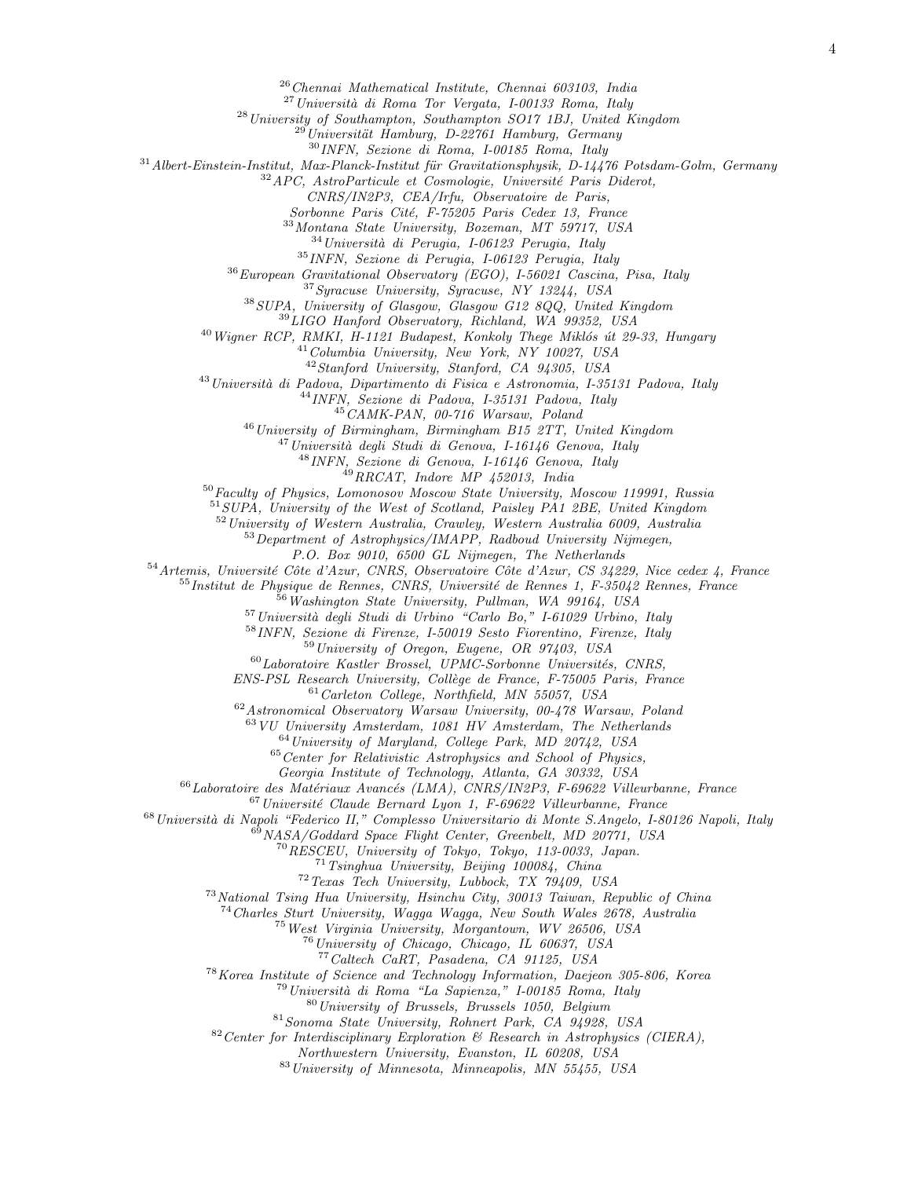[26]Chennai Mathematical Institute, Chennai 603103, India
[27]Università di Roma Tor Vergata, I-00133 Roma, Italy
[28]University of Southampton, Southampton SO17 1BJ, United Kingdom
[29]Universität Hamburg, D-22761 Hamburg, Germany
[30]INFN, Sezione di Roma, I-00185 Roma, Italy
[31]Albert-Einstein-Institut, Max-Planck-Institut für Gravitationsphysik, D-14476 Potsdam-Golm, Germany
[32]APC, AstroParticule et Cosmologie, Université Paris Diderot, CNRS/IN2P3, CEA/Irfu, Observatoire de Paris, Sorbonne Paris Cité, F-75205 Paris Cedex 13, France
[33]Montana State University, Bozeman, MT 59717, USA
[34]Università di Perugia, I-06123 Perugia, Italy
[35]INFN, Sezione di Perugia, I-06123 Perugia, Italy
[36]European Gravitational Observatory (EGO), I-56021 Cascina, Pisa, Italy
[37]Syracuse University, Syracuse, NY 13244, USA
[38]SUPA, University of Glasgow, Glasgow G12 8QQ, United Kingdom
[39]LIGO Hanford Observatory, Richland, WA 99352, USA
[40]Wigner RCP, RMKI, H-1121 Budapest, Konkoly Thege Miklós út 29-33, Hungary
[41]Columbia University, New York, NY 10027, USA
[42]Stanford University, Stanford, CA 94305, USA
[43]Università di Padova, Dipartimento di Fisica e Astronomia, I-35131 Padova, Italy
[44]INFN, Sezione di Padova, I-35131 Padova, Italy
[45]CAMK-PAN, 00-716 Warsaw, Poland
[46]University of Birmingham, Birmingham B15 2TT, United Kingdom
[47]Università degli Studi di Genova, I-16146 Genova, Italy
[48]INFN, Sezione di Genova, I-16146 Genova, Italy
[49]RRCAT, Indore MP 452013, India
[50]Faculty of Physics, Lomonosov Moscow State University, Moscow 119991, Russia
[51]SUPA, University of the West of Scotland, Paisley PA1 2BE, United Kingdom
[52]University of Western Australia, Crawley, Western Australia 6009, Australia
[53]Department of Astrophysics/IMAPP, Radboud University Nijmegen, P.O. Box 9010, 6500 GL Nijmegen, The Netherlands
[54]Artemis, Université Côte d'Azur, CNRS, Observatoire Côte d'Azur, CS 34229, Nice cedex 4, France
[55]Institut de Physique de Rennes, CNRS, Université de Rennes 1, F-35042 Rennes, France
[56]Washington State University, Pullman, WA 99164, USA
[57]Università degli Studi di Urbino "Carlo Bo," I-61029 Urbino, Italy
[58]INFN, Sezione di Firenze, I-50019 Sesto Fiorentino, Firenze, Italy
[59]University of Oregon, Eugene, OR 97403, USA
[60]Laboratoire Kastler Brossel, UPMC-Sorbonne Universités, CNRS, ENS-PSL Research University, Collège de France, F-75005 Paris, France
[61]Carleton College, Northfield, MN 55057, USA
[62]Astronomical Observatory Warsaw University, 00-478 Warsaw, Poland
[63]VU University Amsterdam, 1081 HV Amsterdam, The Netherlands
[64]University of Maryland, College Park, MD 20742, USA
[65]Center for Relativistic Astrophysics and School of Physics, Georgia Institute of Technology, Atlanta, GA 30332, USA
[66]Laboratoire des Matériaux Avancés (LMA), CNRS/IN2P3, F-69622 Villeurbanne, France
[67]Université Claude Bernard Lyon 1, F-69622 Villeurbanne, France
[68]Università di Napoli "Federico II," Complesso Universitario di Monte S.Angelo, I-80126 Napoli, Italy
[69]NASA/Goddard Space Flight Center, Greenbelt, MD 20771, USA
[70]RESCEU, University of Tokyo, Tokyo, 113-0033, Japan.
[71]Tsinghua University, Beijing 100084, China
[72]Texas Tech University, Lubbock, TX 79409, USA
[73]National Tsing Hua University, Hsinchu City, 30013 Taiwan, Republic of China
[74]Charles Sturt University, Wagga Wagga, New South Wales 2678, Australia
[75]West Virginia University, Morgantown, WV 26506, USA
[76]University of Chicago, Chicago, IL 60637, USA
[77]Caltech CaRT, Pasadena, CA 91125, USA
[78]Korea Institute of Science and Technology Information, Daejeon 305-806, Korea
[79]Università di Roma "La Sapienza," I-00185 Roma, Italy
[80]University of Brussels, Brussels 1050, Belgium
[81]Sonoma State University, Rohnert Park, CA 94928, USA
[82]Center for Interdisciplinary Exploration & Research in Astrophysics (CIERA), Northwestern University, Evanston, IL 60208, USA
[83]University of Minnesota, Minneapolis, MN 55455, USA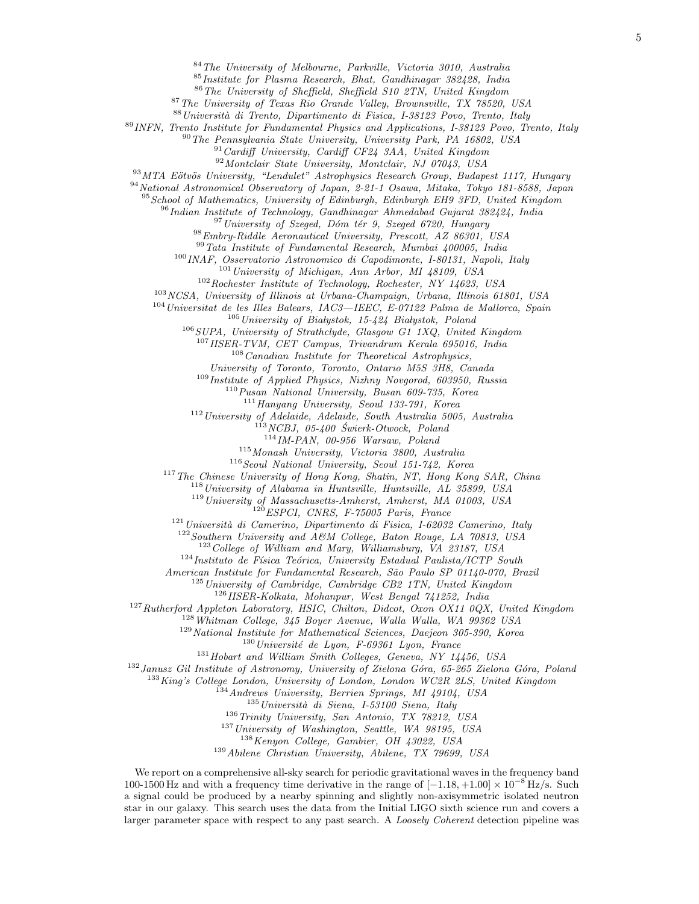[84]*The University of Melbourne, Parkville, Victoria 3010, Australia*
[85]*Institute for Plasma Research, Bhat, Gandhinagar 382428, India*
[86]*The University of Sheffield, Sheffield S10 2TN, United Kingdom*
[87]*The University of Texas Rio Grande Valley, Brownsville, TX 78520, USA*
[88]*Università di Trento, Dipartimento di Fisica, I-38123 Povo, Trento, Italy*
[89]*INFN, Trento Institute for Fundamental Physics and Applications, I-38123 Povo, Trento, Italy*
[90]*The Pennsylvania State University, University Park, PA 16802, USA*
[91]*Cardiff University, Cardiff CF24 3AA, United Kingdom*
[92]*Montclair State University, Montclair, NJ 07043, USA*
[93]*MTA Eötvös University, "Lendulet" Astrophysics Research Group, Budapest 1117, Hungary*
[94]*National Astronomical Observatory of Japan, 2-21-1 Osawa, Mitaka, Tokyo 181-8588, Japan*
[95]*School of Mathematics, University of Edinburgh, Edinburgh EH9 3FD, United Kingdom*
[96]*Indian Institute of Technology, Gandhinagar Ahmedabad Gujarat 382424, India*
[97]*University of Szeged, Dóm tér 9, Szeged 6720, Hungary*
[98]*Embry-Riddle Aeronautical University, Prescott, AZ 86301, USA*
[99]*Tata Institute of Fundamental Research, Mumbai 400005, India*
[100]*INAF, Osservatorio Astronomico di Capodimonte, I-80131, Napoli, Italy*
[101]*University of Michigan, Ann Arbor, MI 48109, USA*
[102]*Rochester Institute of Technology, Rochester, NY 14623, USA*
[103]*NCSA, University of Illinois at Urbana-Champaign, Urbana, Illinois 61801, USA*
[104]*Universitat de les Illes Balears, IAC3—IEEC, E-07122 Palma de Mallorca, Spain*
[105]*University of Białystok, 15-424 Białystok, Poland*
[106]*SUPA, University of Strathclyde, Glasgow G1 1XQ, United Kingdom*
[107]*IISER-TVM, CET Campus, Trivandrum Kerala 695016, India*
[108]*Canadian Institute for Theoretical Astrophysics, University of Toronto, Toronto, Ontario M5S 3H8, Canada*
[109]*Institute of Applied Physics, Nizhny Novgorod, 603950, Russia*
[110]*Pusan National University, Busan 609-735, Korea*
[111]*Hanyang University, Seoul 133-791, Korea*
[112]*University of Adelaide, Adelaide, South Australia 5005, Australia*
[113]*NCBJ, 05-400 Świerk-Otwock, Poland*
[114]*IM-PAN, 00-956 Warsaw, Poland*
[115]*Monash University, Victoria 3800, Australia*
[116]*Seoul National University, Seoul 151-742, Korea*
[117]*The Chinese University of Hong Kong, Shatin, NT, Hong Kong SAR, China*
[118]*University of Alabama in Huntsville, Huntsville, AL 35899, USA*
[119]*University of Massachusetts-Amherst, Amherst, MA 01003, USA*
[120]*ESPCI, CNRS, F-75005 Paris, France*
[121]*Università di Camerino, Dipartimento di Fisica, I-62032 Camerino, Italy*
[122]*Southern University and A&M College, Baton Rouge, LA 70813, USA*
[123]*College of William and Mary, Williamsburg, VA 23187, USA*
[124]*Instituto de Física Teórica, University Estadual Paulista/ICTP South American Institute for Fundamental Research, São Paulo SP 01140-070, Brazil*
[125]*University of Cambridge, Cambridge CB2 1TN, United Kingdom*
[126]*IISER-Kolkata, Mohanpur, West Bengal 741252, India*
[127]*Rutherford Appleton Laboratory, HSIC, Chilton, Didcot, Oxon OX11 0QX, United Kingdom*
[128]*Whitman College, 345 Boyer Avenue, Walla Walla, WA 99362 USA*
[129]*National Institute for Mathematical Sciences, Daejeon 305-390, Korea*
[130]*Université de Lyon, F-69361 Lyon, France*
[131]*Hobart and William Smith Colleges, Geneva, NY 14456, USA*
[132]*Janusz Gil Institute of Astronomy, University of Zielona Góra, 65-265 Zielona Góra, Poland*
[133]*King's College London, University of London, London WC2R 2LS, United Kingdom*
[134]*Andrews University, Berrien Springs, MI 49104, USA*
[135]*Università di Siena, I-53100 Siena, Italy*
[136]*Trinity University, San Antonio, TX 78212, USA*
[137]*University of Washington, Seattle, WA 98195, USA*
[138]*Kenyon College, Gambier, OH 43022, USA*
[139]*Abilene Christian University, Abilene, TX 79699, USA*

We report on a comprehensive all-sky search for periodic gravitational waves in the frequency band 100-1500 Hz and with a frequency time derivative in the range of $[-1.18, +1.00] \times 10^{-8}$ Hz/s. Such a signal could be produced by a nearby spinning and slightly non-axisymmetric isolated neutron star in our galaxy. This search uses the data from the Initial LIGO sixth science run and covers a larger parameter space with respect to any past search. A *Loosely Coherent* detection pipeline was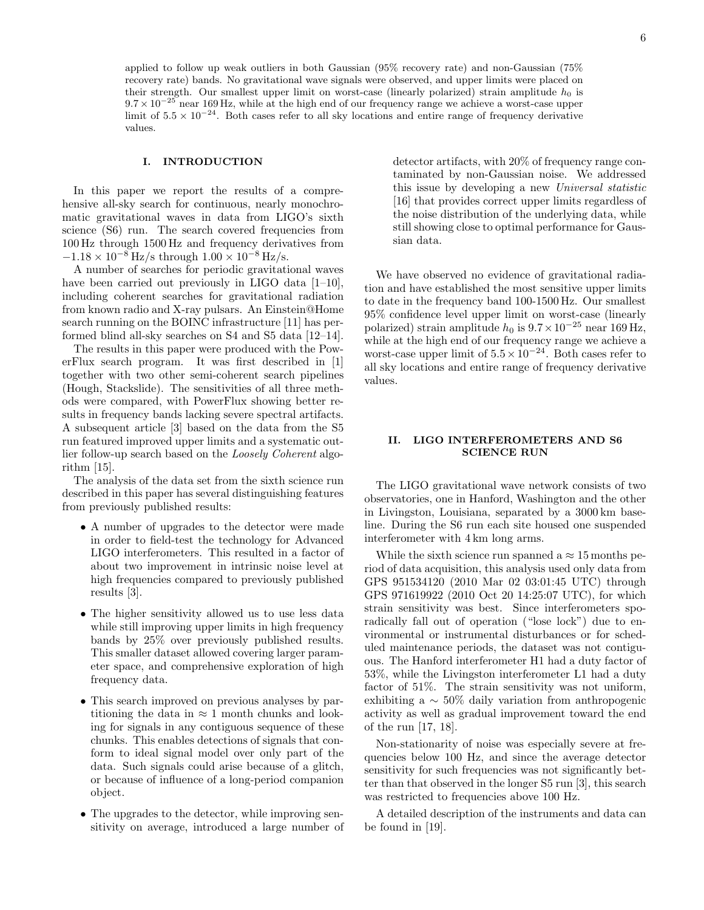applied to follow up weak outliers in both Gaussian (95% recovery rate) and non-Gaussian (75% recovery rate) bands. No gravitational wave signals were observed, and upper limits were placed on their strength. Our smallest upper limit on worst-case (linearly polarized) strain amplitude $h_0$ is $9.7\times10^{-25}$ near 169 Hz, while at the high end of our frequency range we achieve a worst-case upper limit of $5.5\times10^{-24}$. Both cases refer to all sky locations and entire range of frequency derivative values.

## I. INTRODUCTION

In this paper we report the results of a comprehensive all-sky search for continuous, nearly monochromatic gravitational waves in data from LIGO's sixth science (S6) run. The search covered frequencies from 100 Hz through 1500 Hz and frequency derivatives from $-1.18\times10^{-8}$ Hz/s through $1.00\times10^{-8}$ Hz/s.

A number of searches for periodic gravitational waves have been carried out previously in LIGO data [1–10], including coherent searches for gravitational radiation from known radio and X-ray pulsars. An Einstein@Home search running on the BOINC infrastructure [11] has performed blind all-sky searches on S4 and S5 data [12–14].

The results in this paper were produced with the PowerFlux search program. It was first described in [1] together with two other semi-coherent search pipelines (Hough, Stackslide). The sensitivities of all three methods were compared, with PowerFlux showing better results in frequency bands lacking severe spectral artifacts. A subsequent article [3] based on the data from the S5 run featured improved upper limits and a systematic outlier follow-up search based on the *Loosely Coherent* algorithm [15].

The analysis of the data set from the sixth science run described in this paper has several distinguishing features from previously published results:

- A number of upgrades to the detector were made in order to field-test the technology for Advanced LIGO interferometers. This resulted in a factor of about two improvement in intrinsic noise level at high frequencies compared to previously published results [3].
- The higher sensitivity allowed us to use less data while still improving upper limits in high frequency bands by 25% over previously published results. This smaller dataset allowed covering larger parameter space, and comprehensive exploration of high frequency data.
- This search improved on previous analyses by partitioning the data in $\approx 1$ month chunks and looking for signals in any contiguous sequence of these chunks. This enables detections of signals that conform to ideal signal model over only part of the data. Such signals could arise because of a glitch, or because of influence of a long-period companion object.
- The upgrades to the detector, while improving sensitivity on average, introduced a large number of detector artifacts, with 20% of frequency range contaminated by non-Gaussian noise. We addressed this issue by developing a new *Universal statistic* [16] that provides correct upper limits regardless of the noise distribution of the underlying data, while still showing close to optimal performance for Gaussian data.

We have observed no evidence of gravitational radiation and have established the most sensitive upper limits to date in the frequency band 100-1500 Hz. Our smallest 95% confidence level upper limit on worst-case (linearly polarized) strain amplitude $h_0$ is $9.7\times10^{-25}$ near 169 Hz, while at the high end of our frequency range we achieve a worst-case upper limit of $5.5\times10^{-24}$. Both cases refer to all sky locations and entire range of frequency derivative values.

## II. LIGO INTERFEROMETERS AND S6 SCIENCE RUN

The LIGO gravitational wave network consists of two observatories, one in Hanford, Washington and the other in Livingston, Louisiana, separated by a 3000 km baseline. During the S6 run each site housed one suspended interferometer with 4 km long arms.

While the sixth science run spanned a $\approx 15$ months period of data acquisition, this analysis used only data from GPS 951534120 (2010 Mar 02 03:01:45 UTC) through GPS 971619922 (2010 Oct 20 14:25:07 UTC), for which strain sensitivity was best. Since interferometers sporadically fall out of operation ("lose lock") due to environmental or instrumental disturbances or for scheduled maintenance periods, the dataset was not contiguous. The Hanford interferometer H1 had a duty factor of 53%, while the Livingston interferometer L1 had a duty factor of 51%. The strain sensitivity was not uniform, exhibiting a $\sim 50\%$ daily variation from anthropogenic activity as well as gradual improvement toward the end of the run [17, 18].

Non-stationarity of noise was especially severe at frequencies below 100 Hz, and since the average detector sensitivity for such frequencies was not significantly better than that observed in the longer S5 run [3], this search was restricted to frequencies above 100 Hz.

A detailed description of the instruments and data can be found in [19].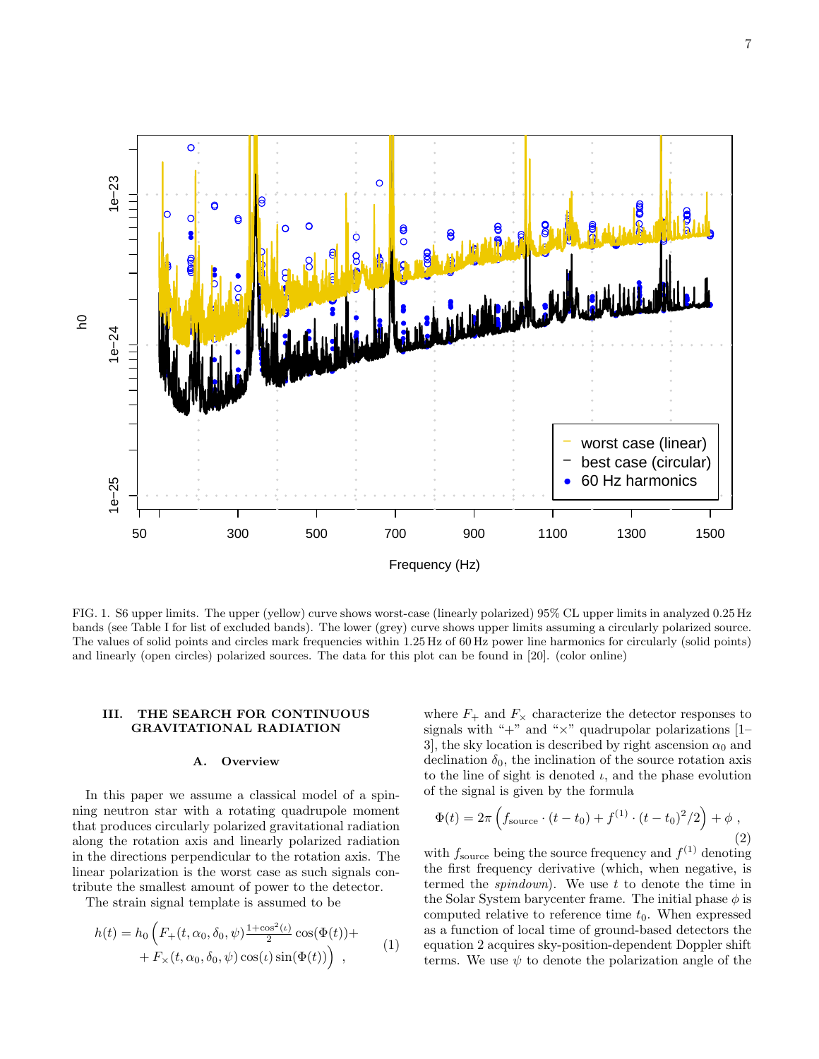FIG. 1. S6 upper limits. The upper (yellow) curve shows worst-case (linearly polarized) 95% CL upper limits in analyzed 0.25 Hz bands (see Table I for list of excluded bands). The lower (grey) curve shows upper limits assuming a circularly polarized source. The values of solid points and circles mark frequencies within 1.25 Hz of 60 Hz power line harmonics for circularly (solid points) and linearly (open circles) polarized sources. The data for this plot can be found in [20]. (color online)

## III. THE SEARCH FOR CONTINUOUS GRAVITATIONAL RADIATION

### A. Overview

In this paper we assume a classical model of a spinning neutron star with a rotating quadrupole moment that produces circularly polarized gravitational radiation along the rotation axis and linearly polarized radiation in the directions perpendicular to the rotation axis. The linear polarization is the worst case as such signals contribute the smallest amount of power to the detector.

The strain signal template is assumed to be

$$h(t) = h_0 \Big( F_+(t, \alpha_0, \delta_0, \psi) \frac{1+\cos^2(\iota)}{2} \cos(\Phi(t)) + \\ + F_\times(t, \alpha_0, \delta_0, \psi) \cos(\iota) \sin(\Phi(t)) \Big) \ , \quad (1)$$

where $F_+$ and $F_\times$ characterize the detector responses to signals with "+" and "×" quadrupolar polarizations [1–3], the sky location is described by right ascension $\alpha_0$ and declination $\delta_0$, the inclination of the source rotation axis to the line of sight is denoted $\iota$, and the phase evolution of the signal is given by the formula

$$\Phi(t) = 2\pi \left( f_{\mathrm{source}} \cdot (t - t_0) + f^{(1)} \cdot (t - t_0)^2/2 \right) + \phi \ , \quad (2)$$

with $f_{\mathrm{source}}$ being the source frequency and $f^{(1)}$ denoting the first frequency derivative (which, when negative, is termed the *spindown*). We use $t$ to denote the time in the Solar System barycenter frame. The initial phase $\phi$ is computed relative to reference time $t_0$. When expressed as a function of local time of ground-based detectors the equation 2 acquires sky-position-dependent Doppler shift terms. We use $\psi$ to denote the polarization angle of the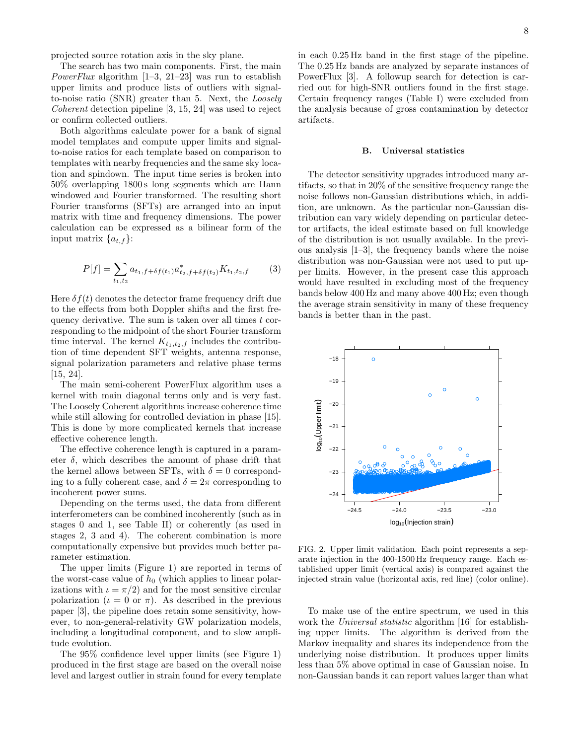projected source rotation axis in the sky plane.

The search has two main components. First, the main *PowerFlux* algorithm [1–3, 21–23] was run to establish upper limits and produce lists of outliers with signal-to-noise ratio (SNR) greater than 5. Next, the *Loosely Coherent* detection pipeline [3, 15, 24] was used to reject or confirm collected outliers.

Both algorithms calculate power for a bank of signal model templates and compute upper limits and signal-to-noise ratios for each template based on comparison to templates with nearby frequencies and the same sky location and spindown. The input time series is broken into 50% overlapping 1800 s long segments which are Hann windowed and Fourier transformed. The resulting short Fourier transforms (SFTs) are arranged into an input matrix with time and frequency dimensions. The power calculation can be expressed as a bilinear form of the input matrix $\{a_{t,f}\}$:

$$P[f] = \sum_{t_1,t_2} a_{t_1,f+\delta f(t_1)} a^*_{t_2,f+\delta f(t_2)} K_{t_1,t_2,f} \qquad (3)$$

Here $\delta f(t)$ denotes the detector frame frequency drift due to the effects from both Doppler shifts and the first frequency derivative. The sum is taken over all times $t$ corresponding to the midpoint of the short Fourier transform time interval. The kernel $K_{t_1,t_2,f}$ includes the contribution of time dependent SFT weights, antenna response, signal polarization parameters and relative phase terms [15, 24].

The main semi-coherent PowerFlux algorithm uses a kernel with main diagonal terms only and is very fast. The Loosely Coherent algorithms increase coherence time while still allowing for controlled deviation in phase [15]. This is done by more complicated kernels that increase effective coherence length.

The effective coherence length is captured in a parameter $\delta$, which describes the amount of phase drift that the kernel allows between SFTs, with $\delta = 0$ corresponding to a fully coherent case, and $\delta = 2\pi$ corresponding to incoherent power sums.

Depending on the terms used, the data from different interferometers can be combined incoherently (such as in stages 0 and 1, see Table II) or coherently (as used in stages 2, 3 and 4). The coherent combination is more computationally expensive but provides much better parameter estimation.

The upper limits (Figure 1) are reported in terms of the worst-case value of $h_0$ (which applies to linear polarizations with $\iota = \pi/2$) and for the most sensitive circular polarization ($\iota = 0$ or $\pi$). As described in the previous paper [3], the pipeline does retain some sensitivity, however, to non-general-relativity GW polarization models, including a longitudinal component, and to slow amplitude evolution.

The 95% confidence level upper limits (see Figure 1) produced in the first stage are based on the overall noise level and largest outlier in strain found for every template in each 0.25 Hz band in the first stage of the pipeline. The 0.25 Hz bands are analyzed by separate instances of PowerFlux [3]. A followup search for detection is carried out for high-SNR outliers found in the first stage. Certain frequency ranges (Table I) were excluded from the analysis because of gross contamination by detector artifacts.

### B. Universal statistics

The detector sensitivity upgrades introduced many artifacts, so that in 20% of the sensitive frequency range the noise follows non-Gaussian distributions which, in addition, are unknown. As the particular non-Gaussian distribution can vary widely depending on particular detector artifacts, the ideal estimate based on full knowledge of the distribution is not usually available. In the previous analysis [1–3], the frequency bands where the noise distribution was non-Gaussian were not used to put upper limits. However, in the present case this approach would have resulted in excluding most of the frequency bands below 400 Hz and many above 400 Hz; even though the average strain sensitivity in many of these frequency bands is better than in the past.

FIG. 2. Upper limit validation. Each point represents a separate injection in the 400-1500 Hz frequency range. Each established upper limit (vertical axis) is compared against the injected strain value (horizontal axis, red line) (color online).

To make use of the entire spectrum, we used in this work the *Universal statistic* algorithm [16] for establishing upper limits. The algorithm is derived from the Markov inequality and shares its independence from the underlying noise distribution. It produces upper limits less than 5% above optimal in case of Gaussian noise. In non-Gaussian bands it can report values larger than what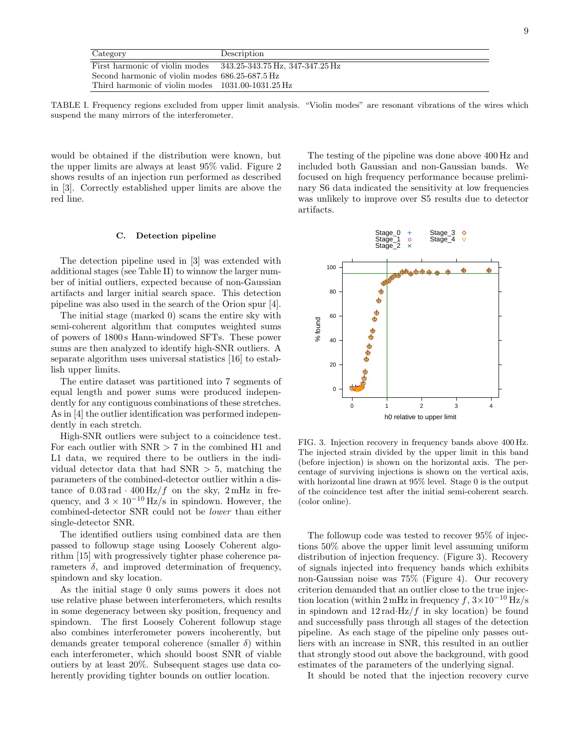| Category | Description |
|---|---|
| First harmonic of violin modes | 343.25-343.75 Hz, 347-347.25 Hz |
| Second harmonic of violin modes | 686.25-687.5 Hz |
| Third harmonic of violin modes | 1031.00-1031.25 Hz |

TABLE I. Frequency regions excluded from upper limit analysis. "Violin modes" are resonant vibrations of the wires which suspend the many mirrors of the interferometer.

would be obtained if the distribution were known, but the upper limits are always at least 95% valid. Figure 2 shows results of an injection run performed as described in [3]. Correctly established upper limits are above the red line.

### C. Detection pipeline

The detection pipeline used in [3] was extended with additional stages (see Table II) to winnow the larger number of initial outliers, expected because of non-Gaussian artifacts and larger initial search space. This detection pipeline was also used in the search of the Orion spur [4].

The initial stage (marked 0) scans the entire sky with semi-coherent algorithm that computes weighted sums of powers of 1800 s Hann-windowed SFTs. These power sums are then analyzed to identify high-SNR outliers. A separate algorithm uses universal statistics [16] to establish upper limits.

The entire dataset was partitioned into 7 segments of equal length and power sums were produced independently for any contiguous combinations of these stretches. As in [4] the outlier identification was performed independently in each stretch.

High-SNR outliers were subject to a coincidence test. For each outlier with SNR $> 7$ in the combined H1 and L1 data, we required there to be outliers in the individual detector data that had SNR $> 5$, matching the parameters of the combined-detector outlier within a distance of $0.03\,\mathrm{rad} \cdot 400\,\mathrm{Hz}/f$ on the sky, $2\,\mathrm{mHz}$ in frequency, and $3 \times 10^{-10}\,\mathrm{Hz/s}$ in spindown. However, the combined-detector SNR could not be *lower* than either single-detector SNR.

The identified outliers using combined data are then passed to followup stage using Loosely Coherent algorithm [15] with progressively tighter phase coherence parameters $\delta$, and improved determination of frequency, spindown and sky location.

As the initial stage 0 only sums powers it does not use relative phase between interferometers, which results in some degeneracy between sky position, frequency and spindown. The first Loosely Coherent followup stage also combines interferometer powers incoherently, but demands greater temporal coherence (smaller $\delta$) within each interferometer, which should boost SNR of viable outiers by at least 20%. Subsequent stages use data coherently providing tighter bounds on outlier location.

The testing of the pipeline was done above 400 Hz and included both Gaussian and non-Gaussian bands. We focused on high frequency performance because preliminary S6 data indicated the sensitivity at low frequencies was unlikely to improve over S5 results due to detector artifacts.

FIG. 3. Injection recovery in frequency bands above 400 Hz. The injected strain divided by the upper limit in this band (before injection) is shown on the horizontal axis. The percentage of surviving injections is shown on the vertical axis, with horizontal line drawn at 95% level. Stage 0 is the output of the coincidence test after the initial semi-coherent search. (color online).

The followup code was tested to recover 95% of injections 50% above the upper limit level assuming uniform distribution of injection frequency. (Figure 3). Recovery of signals injected into frequency bands which exhibits non-Gaussian noise was 75% (Figure 4). Our recovery criterion demanded that an outlier close to the true injection location (within $2\,\mathrm{mHz}$ in frequency $f$, $3\times10^{-10}\,\mathrm{Hz/s}$ in spindown and $12\,\mathrm{rad}\cdot\mathrm{Hz}/f$ in sky location) be found and successfully pass through all stages of the detection pipeline. As each stage of the pipeline only passes outliers with an increase in SNR, this resulted in an outlier that strongly stood out above the background, with good estimates of the parameters of the underlying signal.

It should be noted that the injection recovery curve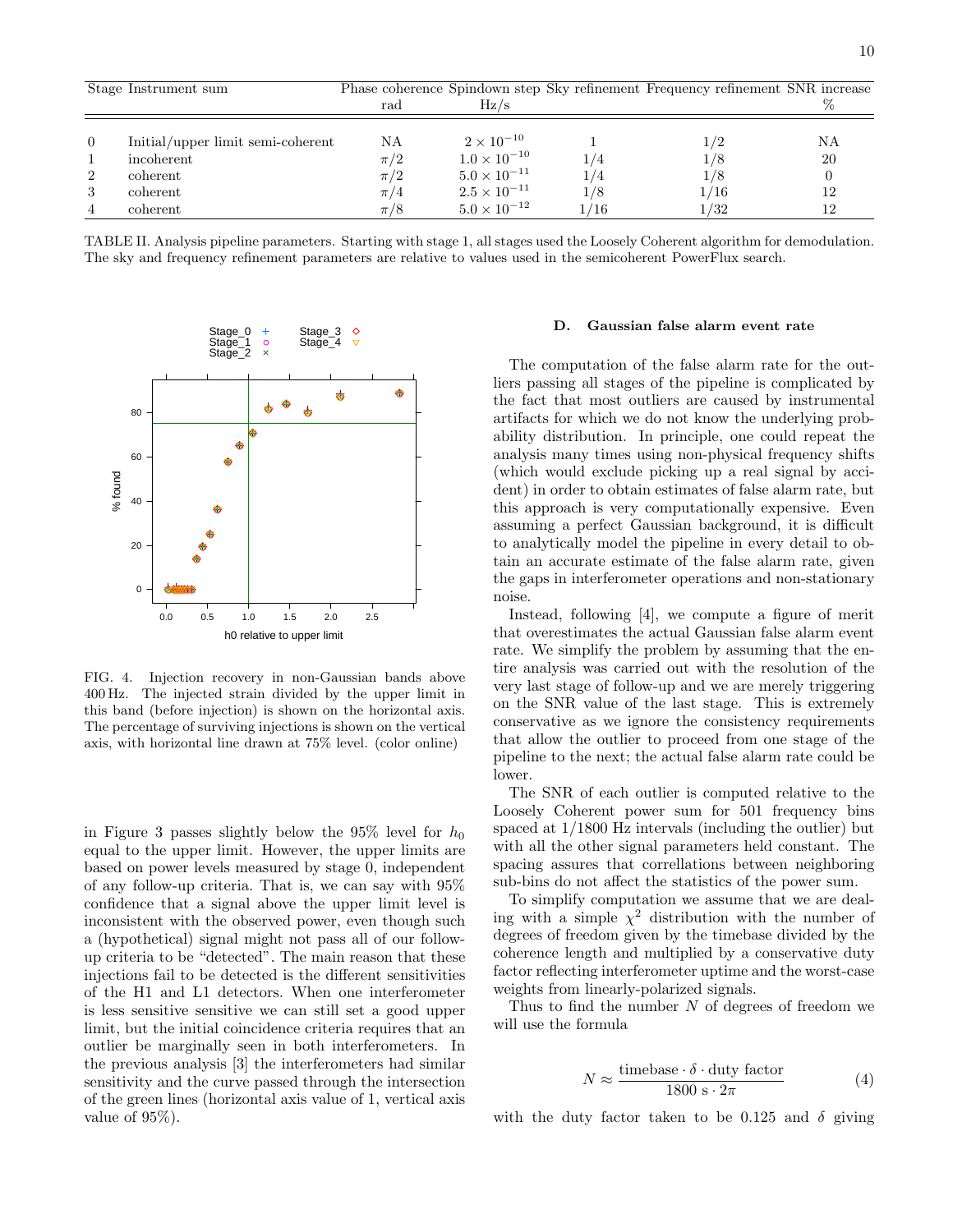| Stage | Instrument sum | Phase coherence | Spindown step | Sky refinement | Frequency refinement | SNR increase |
|---|---|---|---|---|---|---|
| | | rad | Hz/s | | | % |
| 0 | Initial/upper limit semi-coherent | NA | $2 \times 10^{-10}$ | 1 | 1/2 | NA |
| 1 | incoherent | $\pi/2$ | $1.0 \times 10^{-10}$ | 1/4 | 1/8 | 20 |
| 2 | coherent | $\pi/2$ | $5.0 \times 10^{-11}$ | 1/4 | 1/8 | 0 |
| 3 | coherent | $\pi/4$ | $2.5 \times 10^{-11}$ | 1/8 | 1/16 | 12 |
| 4 | coherent | $\pi/8$ | $5.0 \times 10^{-12}$ | 1/16 | 1/32 | 12 |

TABLE II. Analysis pipeline parameters. Starting with stage 1, all stages used the Loosely Coherent algorithm for demodulation. The sky and frequency refinement parameters are relative to values used in the semicoherent PowerFlux search.

FIG. 4. Injection recovery in non-Gaussian bands above 400 Hz. The injected strain divided by the upper limit in this band (before injection) is shown on the horizontal axis. The percentage of surviving injections is shown on the vertical axis, with horizontal line drawn at 75% level. (color online)

in Figure 3 passes slightly below the 95% level for $h_0$ equal to the upper limit. However, the upper limits are based on power levels measured by stage 0, independent of any follow-up criteria. That is, we can say with 95% confidence that a signal above the upper limit level is inconsistent with the observed power, even though such a (hypothetical) signal might not pass all of our follow-up criteria to be "detected". The main reason that these injections fail to be detected is the different sensitivities of the H1 and L1 detectors. When one interferometer is less sensitive sensitive we can still set a good upper limit, but the initial coincidence criteria requires that an outlier be marginally seen in both interferometers. In the previous analysis [3] the interferometers had similar sensitivity and the curve passed through the intersection of the green lines (horizontal axis value of 1, vertical axis value of 95%).

### D. Gaussian false alarm event rate

The computation of the false alarm rate for the outliers passing all stages of the pipeline is complicated by the fact that most outliers are caused by instrumental artifacts for which we do not know the underlying probability distribution. In principle, one could repeat the analysis many times using non-physical frequency shifts (which would exclude picking up a real signal by accident) in order to obtain estimates of false alarm rate, but this approach is very computationally expensive. Even assuming a perfect Gaussian background, it is difficult to analytically model the pipeline in every detail to obtain an accurate estimate of the false alarm rate, given the gaps in interferometer operations and non-stationary noise.

Instead, following [4], we compute a figure of merit that overestimates the actual Gaussian false alarm event rate. We simplify the problem by assuming that the entire analysis was carried out with the resolution of the very last stage of follow-up and we are merely triggering on the SNR value of the last stage. This is extremely conservative as we ignore the consistency requirements that allow the outlier to proceed from one stage of the pipeline to the next; the actual false alarm rate could be lower.

The SNR of each outlier is computed relative to the Loosely Coherent power sum for 501 frequency bins spaced at 1/1800 Hz intervals (including the outlier) but with all the other signal parameters held constant. The spacing assures that correllations between neighboring sub-bins do not affect the statistics of the power sum.

To simplify computation we assume that we are dealing with a simple $\chi^2$ distribution with the number of degrees of freedom given by the timebase divided by the coherence length and multiplied by a conservative duty factor reflecting interferometer uptime and the worst-case weights from linearly-polarized signals.

Thus to find the number $N$ of degrees of freedom we will use the formula

$$N \approx \frac{\text{timebase} \cdot \delta \cdot \text{duty factor}}{1800\ \text{s} \cdot 2\pi} \tag{4}$$

with the duty factor taken to be 0.125 and $\delta$ giving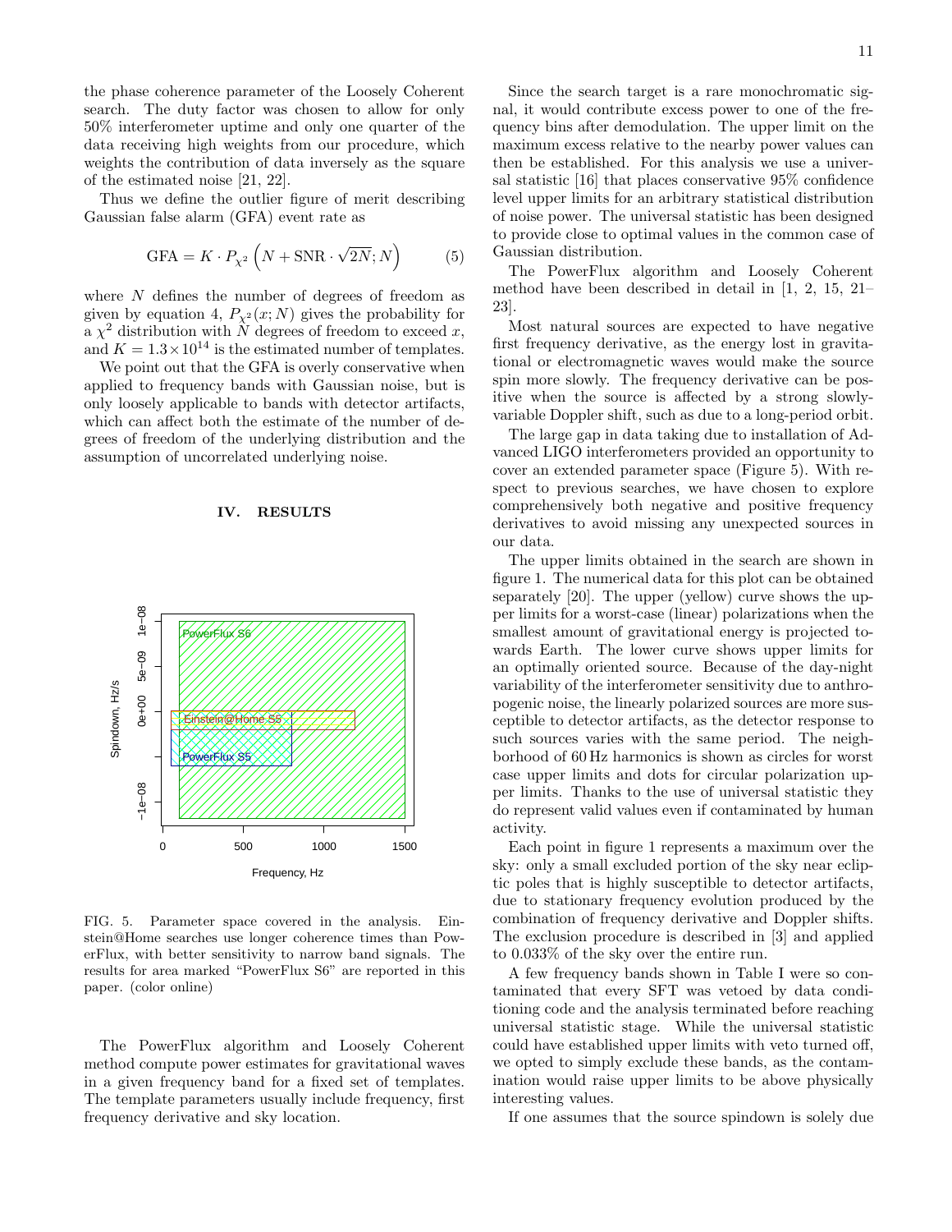the phase coherence parameter of the Loosely Coherent search. The duty factor was chosen to allow for only 50% interferometer uptime and only one quarter of the data receiving high weights from our procedure, which weights the contribution of data inversely as the square of the estimated noise [21, 22].

Thus we define the outlier figure of merit describing Gaussian false alarm (GFA) event rate as

$$\mathrm{GFA} = K \cdot P_{\chi^2}\left(N + \mathrm{SNR}\cdot\sqrt{2N}; N\right) \qquad (5)$$

where $N$ defines the number of degrees of freedom as given by equation 4, $P_{\chi^2}(x; N)$ gives the probability for a $\chi^2$ distribution with $N$ degrees of freedom to exceed $x$, and $K = 1.3\times10^{14}$ is the total number of templates.

We point out that the GFA is overly conservative when applied to frequency bands with Gaussian noise, but is only loosely applicable to bands with detector artifacts, which can affect both the estimate of the number of degrees of freedom of the underlying distribution and the assumption of uncorrelated underlying noise.

## IV. RESULTS

FIG. 5. Parameter space covered in the analysis. Einstein@Home searches use longer coherence times than PowerFlux, with better sensitivity to narrow band signals. The results for area marked "PowerFlux S6" are reported in this paper. (color online)

The PowerFlux algorithm and Loosely Coherent method compute power estimates for gravitational waves in a given frequency band for a fixed set of templates. The template parameters usually include frequency, first frequency derivative and sky location.

Since the search target is a rare monochromatic signal, it would contribute excess power to one of the frequency bins after demodulation. The upper limit on the maximum excess relative to the nearby power values can then be established. For this analysis we use a universal statistic [16] that places conservative 95% confidence level upper limits for an arbitrary statistical distribution of noise power. The universal statistic has been designed to provide close to optimal values in the common case of Gaussian distribution.

The PowerFlux algorithm and Loosely Coherent method have been described in detail in [1, 2, 15, 21–23].

Most natural sources are expected to have negative first frequency derivative, as the energy lost in gravitational or electromagnetic waves would make the source spin more slowly. The frequency derivative can be positive when the source is affected by a strong slowly-variable Doppler shift, such as due to a long-period orbit.

The large gap in data taking due to installation of Advanced LIGO interferometers provided an opportunity to cover an extended parameter space (Figure 5). With respect to previous searches, we have chosen to explore comprehensively both negative and positive frequency derivatives to avoid missing any unexpected sources in our data.

The upper limits obtained in the search are shown in figure 1. The numerical data for this plot can be obtained separately [20]. The upper (yellow) curve shows the upper limits for a worst-case (linear) polarizations when the smallest amount of gravitational energy is projected towards Earth. The lower curve shows upper limits for an optimally oriented source. Because of the day-night variability of the interferometer sensitivity due to anthropogenic noise, the linearly polarized sources are more susceptible to detector artifacts, as the detector response to such sources varies with the same period. The neighborhood of 60 Hz harmonics is shown as circles for worst case upper limits and dots for circular polarization upper limits. Thanks to the use of universal statistic they do represent valid values even if contaminated by human activity.

Each point in figure 1 represents a maximum over the sky: only a small excluded portion of the sky near ecliptic poles that is highly susceptible to detector artifacts, due to stationary frequency evolution produced by the combination of frequency derivative and Doppler shifts. The exclusion procedure is described in [3] and applied to 0.033% of the sky over the entire run.

A few frequency bands shown in Table I were so contaminated that every SFT was vetoed by data conditioning code and the analysis terminated before reaching universal statistic stage. While the universal statistic could have established upper limits with veto turned off, we opted to simply exclude these bands, as the contamination would raise upper limits to be above physically interesting values.

If one assumes that the source spindown is solely due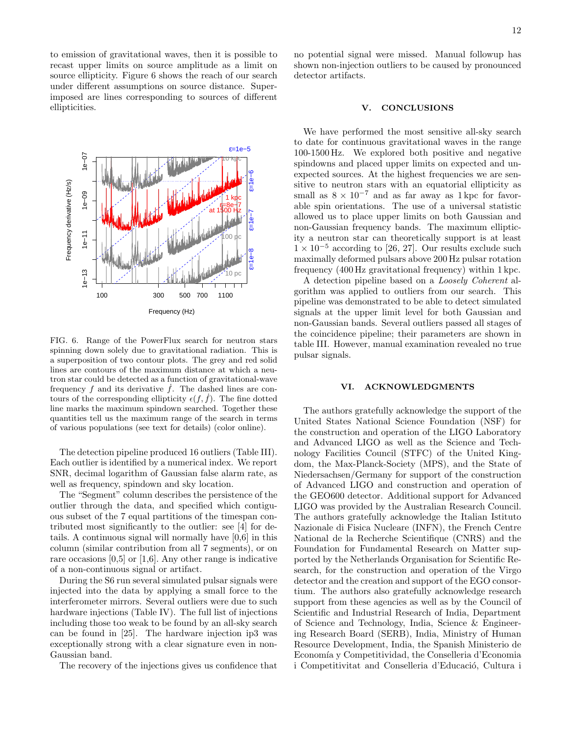to emission of gravitational waves, then it is possible to recast upper limits on source amplitude as a limit on source ellipticity. Figure 6 shows the reach of our search under different assumptions on source distance. Superimposed are lines corresponding to sources of different ellipticities.

FIG. 6. Range of the PowerFlux search for neutron stars spinning down solely due to gravitational radiation. This is a superposition of two contour plots. The grey and red solid lines are contours of the maximum distance at which a neutron star could be detected as a function of gravitational-wave frequency $f$ and its derivative $\dot{f}$. The dashed lines are contours of the corresponding ellipticity $\epsilon(f, \dot{f})$. The fine dotted line marks the maximum spindown searched. Together these quantities tell us the maximum range of the search in terms of various populations (see text for details) (color online).

The detection pipeline produced 16 outliers (Table III). Each outlier is identified by a numerical index. We report SNR, decimal logarithm of Gaussian false alarm rate, as well as frequency, spindown and sky location.

The "Segment" column describes the persistence of the outlier through the data, and specified which contiguous subset of the 7 equal partitions of the timespan contributed most significantly to the outlier: see [4] for details. A continuous signal will normally have [0,6] in this column (similar contribution from all 7 segments), or on rare occasions [0,5] or [1,6]. Any other range is indicative of a non-continuous signal or artifact.

During the S6 run several simulated pulsar signals were injected into the data by applying a small force to the interferometer mirrors. Several outliers were due to such hardware injections (Table IV). The full list of injections including those too weak to be found by an all-sky search can be found in [25]. The hardware injection ip3 was exceptionally strong with a clear signature even in non-Gaussian band.

The recovery of the injections gives us confidence that no potential signal were missed. Manual followup has shown non-injection outliers to be caused by pronounced detector artifacts.

## V. CONCLUSIONS

We have performed the most sensitive all-sky search to date for continuous gravitational waves in the range 100-1500 Hz. We explored both positive and negative spindowns and placed upper limits on expected and unexpected sources. At the highest frequencies we are sensitive to neutron stars with an equatorial ellipticity as small as $8 \times 10^{-7}$ and as far away as 1 kpc for favorable spin orientations. The use of a universal statistic allowed us to place upper limits on both Gaussian and non-Gaussian frequency bands. The maximum ellipticity a neutron star can theoretically support is at least $1 \times 10^{-5}$ according to [26, 27]. Our results exclude such maximally deformed pulsars above 200 Hz pulsar rotation frequency (400 Hz gravitational frequency) within 1 kpc.

A detection pipeline based on a *Loosely Coherent* algorithm was applied to outliers from our search. This pipeline was demonstrated to be able to detect simulated signals at the upper limit level for both Gaussian and non-Gaussian bands. Several outliers passed all stages of the coincidence pipeline; their parameters are shown in table III. However, manual examination revealed no true pulsar signals.

## VI. ACKNOWLEDGMENTS

The authors gratefully acknowledge the support of the United States National Science Foundation (NSF) for the construction and operation of the LIGO Laboratory and Advanced LIGO as well as the Science and Technology Facilities Council (STFC) of the United Kingdom, the Max-Planck-Society (MPS), and the State of Niedersachsen/Germany for support of the construction of Advanced LIGO and construction and operation of the GEO600 detector. Additional support for Advanced LIGO was provided by the Australian Research Council. The authors gratefully acknowledge the Italian Istituto Nazionale di Fisica Nucleare (INFN), the French Centre National de la Recherche Scientifique (CNRS) and the Foundation for Fundamental Research on Matter supported by the Netherlands Organisation for Scientific Research, for the construction and operation of the Virgo detector and the creation and support of the EGO consortium. The authors also gratefully acknowledge research support from these agencies as well as by the Council of Scientific and Industrial Research of India, Department of Science and Technology, India, Science & Engineering Research Board (SERB), India, Ministry of Human Resource Development, India, the Spanish Ministerio de Economía y Competitividad, the Conselleria d'Economia i Competitivitat and Conselleria d'Educació, Cultura i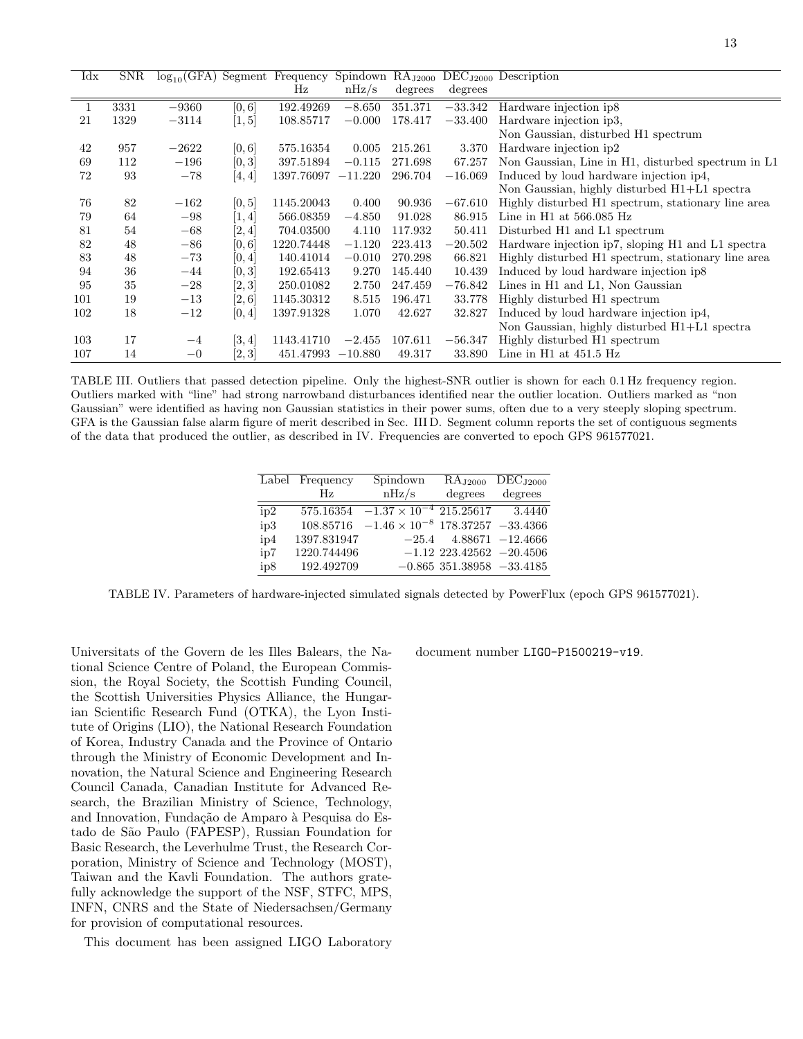| Idx | SNR | $\log_{10}$(GFA) | Segment | Frequency | Spindown | $RA_{J2000}$ | $DEC_{J2000}$ | Description |
|---|---|---|---|---|---|---|---|---|
| | | | | Hz | nHz/s | degrees | degrees | |
| 1 | 3331 | $-9360$ | [0, 6] | 192.49269 | $-8.650$ | 351.371 | $-33.342$ | Hardware injection ip8 |
| 21 | 1329 | $-3114$ | [1, 5] | 108.85717 | $-0.000$ | 178.417 | $-33.400$ | Hardware injection ip3, Non Gaussian, disturbed H1 spectrum |
| 42 | 957 | $-2622$ | [0, 6] | 575.16354 | 0.005 | 215.261 | 3.370 | Hardware injection ip2 |
| 69 | 112 | $-196$ | [0, 3] | 397.51894 | $-0.115$ | 271.698 | 67.257 | Non Gaussian, Line in H1, disturbed spectrum in L1 |
| 72 | 93 | $-78$ | [4, 4] | 1397.76097 | $-11.220$ | 296.704 | $-16.069$ | Induced by loud hardware injection ip4, Non Gaussian, highly disturbed H1+L1 spectra |
| 76 | 82 | $-162$ | [0, 5] | 1145.20043 | 0.400 | 90.936 | $-67.610$ | Highly disturbed H1 spectrum, stationary line area |
| 79 | 64 | $-98$ | [1, 4] | 566.08359 | $-4.850$ | 91.028 | 86.915 | Line in H1 at 566.085 Hz |
| 81 | 54 | $-68$ | [2, 4] | 704.03500 | 4.110 | 117.932 | 50.411 | Disturbed H1 and L1 spectrum |
| 82 | 48 | $-86$ | [0, 6] | 1220.74448 | $-1.120$ | 223.413 | $-20.502$ | Hardware injection ip7, sloping H1 and L1 spectra |
| 83 | 48 | $-73$ | [0, 4] | 140.41014 | $-0.010$ | 270.298 | 66.821 | Highly disturbed H1 spectrum, stationary line area |
| 94 | 36 | $-44$ | [0, 3] | 192.65413 | 9.270 | 145.440 | 10.439 | Induced by loud hardware injection ip8 |
| 95 | 35 | $-28$ | [2, 3] | 250.01082 | 2.750 | 247.459 | $-76.842$ | Lines in H1 and L1, Non Gaussian |
| 101 | 19 | $-13$ | [2, 6] | 1145.30312 | 8.515 | 196.471 | 33.778 | Highly disturbed H1 spectrum |
| 102 | 18 | $-12$ | [0, 4] | 1397.91328 | 1.070 | 42.627 | 32.827 | Induced by loud hardware injection ip4, Non Gaussian, highly disturbed H1+L1 spectra |
| 103 | 17 | $-4$ | [3, 4] | 1143.41710 | $-2.455$ | 107.611 | $-56.347$ | Highly disturbed H1 spectrum |
| 107 | 14 | $-0$ | [2, 3] | 451.47993 | $-10.880$ | 49.317 | 33.890 | Line in H1 at 451.5 Hz |

TABLE III. Outliers that passed detection pipeline. Only the highest-SNR outlier is shown for each 0.1 Hz frequency region. Outliers marked with "line" had strong narrowband disturbances identified near the outlier location. Outliers marked as "non Gaussian" were identified as having non Gaussian statistics in their power sums, often due to a very steeply sloping spectrum. GFA is the Gaussian false alarm figure of merit described in Sec. III D. Segment column reports the set of contiguous segments of the data that produced the outlier, as described in IV. Frequencies are converted to epoch GPS 961577021.

| Label | Frequency | Spindown | $RA_{J2000}$ | $DEC_{J2000}$ |
|---|---|---|---|---|
| | Hz | nHz/s | degrees | degrees |
| ip2 | 575.16354 | $-1.37\times10^{-4}$ | 215.25617 | 3.4440 |
| ip3 | 108.85716 | $-1.46\times10^{-8}$ | 178.37257 | $-33.4366$ |
| ip4 | 1397.831947 | $-25.4$ | 4.88671 | $-12.4666$ |
| ip7 | 1220.744496 | $-1.12$ | 223.42562 | $-20.4506$ |
| ip8 | 192.492709 | $-0.865$ | 351.38958 | $-33.4185$ |

TABLE IV. Parameters of hardware-injected simulated signals detected by PowerFlux (epoch GPS 961577021).

Universitats of the Govern de les Illes Balears, the National Science Centre of Poland, the European Commission, the Royal Society, the Scottish Funding Council, the Scottish Universities Physics Alliance, the Hungarian Scientific Research Fund (OTKA), the Lyon Institute of Origins (LIO), the National Research Foundation of Korea, Industry Canada and the Province of Ontario through the Ministry of Economic Development and Innovation, the Natural Science and Engineering Research Council Canada, Canadian Institute for Advanced Research, the Brazilian Ministry of Science, Technology, and Innovation, Fundação de Amparo à Pesquisa do Estado de São Paulo (FAPESP), Russian Foundation for Basic Research, the Leverhulme Trust, the Research Corporation, Ministry of Science and Technology (MOST), Taiwan and the Kavli Foundation. The authors gratefully acknowledge the support of the NSF, STFC, MPS, INFN, CNRS and the State of Niedersachsen/Germany for provision of computational resources.

This document has been assigned LIGO Laboratory document number `LIGO-P1500219-v19`.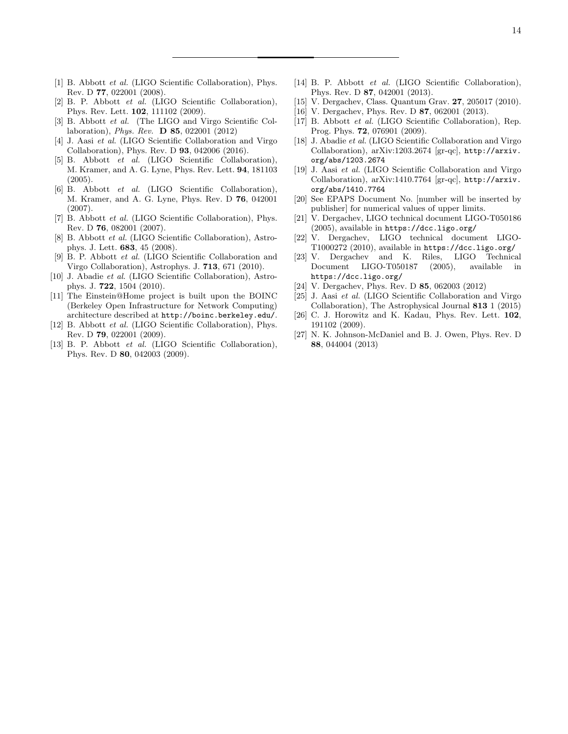[1] B. Abbott *et al.* (LIGO Scientific Collaboration), Phys. Rev. D **77**, 022001 (2008).

[2] B. P. Abbott *et al.* (LIGO Scientific Collaboration), Phys. Rev. Lett. **102**, 111102 (2009).

[3] B. Abbott *et al.* (The LIGO and Virgo Scientific Collaboration), *Phys. Rev.* **D 85**, 022001 (2012)

[4] J. Aasi *et al.* (LIGO Scientific Collaboration and Virgo Collaboration), Phys. Rev. D **93**, 042006 (2016).

[5] B. Abbott *et al.* (LIGO Scientific Collaboration), M. Kramer, and A. G. Lyne, Phys. Rev. Lett. **94**, 181103 (2005).

[6] B. Abbott *et al.* (LIGO Scientific Collaboration), M. Kramer, and A. G. Lyne, Phys. Rev. D **76**, 042001 (2007).

[7] B. Abbott *et al.* (LIGO Scientific Collaboration), Phys. Rev. D **76**, 082001 (2007).

[8] B. Abbott *et al.* (LIGO Scientific Collaboration), Astrophys. J. Lett. **683**, 45 (2008).

[9] B. P. Abbott *et al.* (LIGO Scientific Collaboration and Virgo Collaboration), Astrophys. J. **713**, 671 (2010).

[10] J. Abadie *et al.* (LIGO Scientific Collaboration), Astrophys. J. **722**, 1504 (2010).

[11] The Einstein@Home project is built upon the BOINC (Berkeley Open Infrastructure for Network Computing) architecture described at `http://boinc.berkeley.edu/`.

[12] B. Abbott *et al.* (LIGO Scientific Collaboration), Phys. Rev. D **79**, 022001 (2009).

[13] B. P. Abbott *et al.* (LIGO Scientific Collaboration), Phys. Rev. D **80**, 042003 (2009).

[14] B. P. Abbott *et al.* (LIGO Scientific Collaboration), Phys. Rev. D **87**, 042001 (2013).

[15] V. Dergachev, Class. Quantum Grav. **27**, 205017 (2010).

[16] V. Dergachev, Phys. Rev. D **87**, 062001 (2013).

[17] B. Abbott *et al.* (LIGO Scientific Collaboration), Rep. Prog. Phys. **72**, 076901 (2009).

[18] J. Abadie *et al.* (LIGO Scientific Collaboration and Virgo Collaboration), arXiv:1203.2674 [gr-qc], `http://arxiv.org/abs/1203.2674`

[19] J. Aasi *et al.* (LIGO Scientific Collaboration and Virgo Collaboration), arXiv:1410.7764 [gr-qc], `http://arxiv.org/abs/1410.7764`

[20] See EPAPS Document No. [number will be inserted by publisher] for numerical values of upper limits.

[21] V. Dergachev, LIGO technical document LIGO-T050186 (2005), available in `https://dcc.ligo.org/`

[22] V. Dergachev, LIGO technical document LIGO-T1000272 (2010), available in `https://dcc.ligo.org/`

[23] V. Dergachev and K. Riles, LIGO Technical Document LIGO-T050187 (2005), available in `https://dcc.ligo.org/`

[24] V. Dergachev, Phys. Rev. D **85**, 062003 (2012)

[25] J. Aasi *et al.* (LIGO Scientific Collaboration and Virgo Collaboration), The Astrophysical Journal **813** 1 (2015)

[26] C. J. Horowitz and K. Kadau, Phys. Rev. Lett. **102**, 191102 (2009).

[27] N. K. Johnson-McDaniel and B. J. Owen, Phys. Rev. D **88**, 044004 (2013)